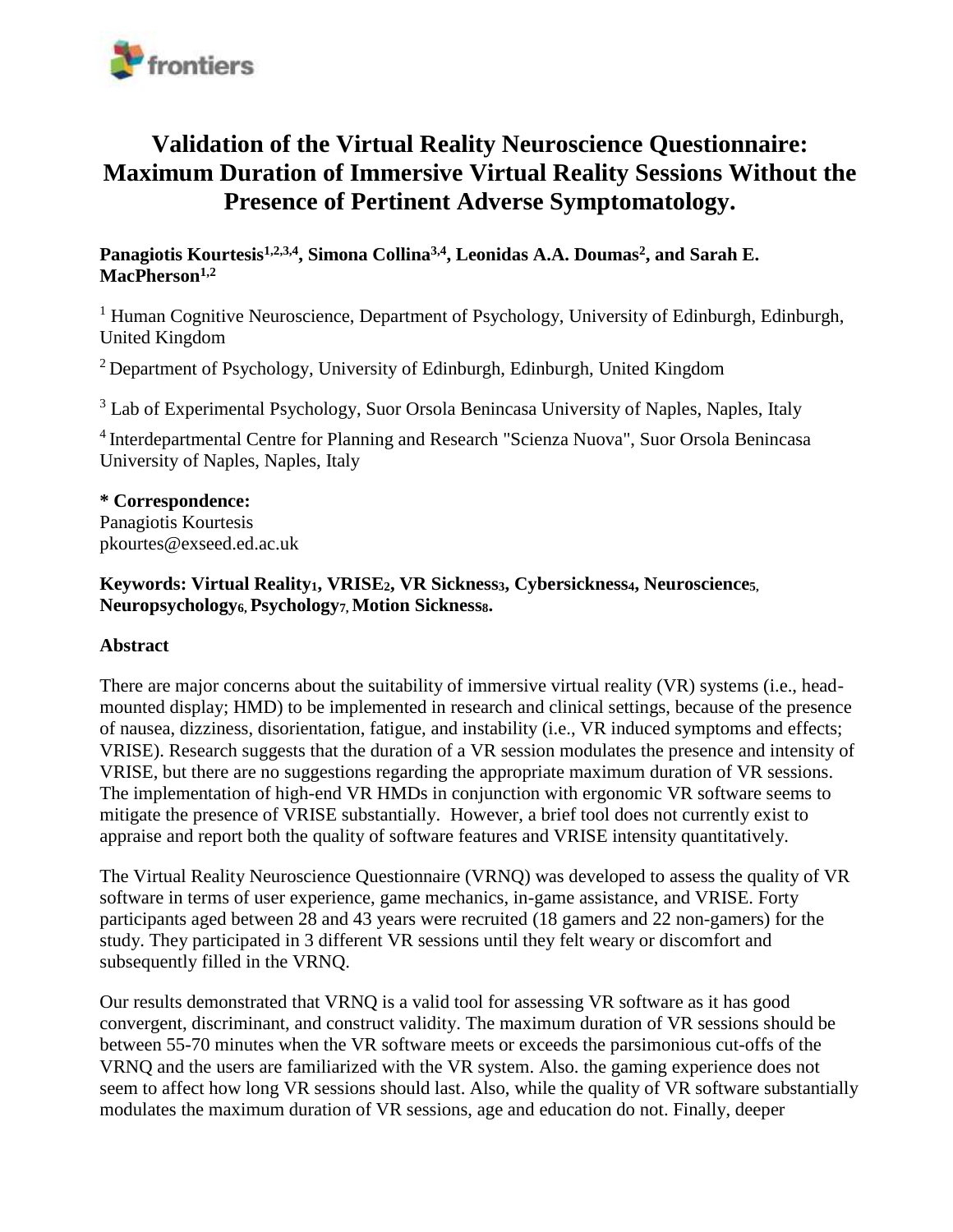# Validation of the Virtual Reality Neuroscience Questionnaire: Maximum Duration of Immersive Virtual Reality Sessions Without the Presence of Pertinent Adverse Symptomatology.

**Panagiotis Kourtesis[1,2,3,4], Simona Collina[3,4], Leonidas A.A. Doumas[2], and Sarah E. MacPherson[1,2]**

[1] Human Cognitive Neuroscience, Department of Psychology, University of Edinburgh, Edinburgh, United Kingdom

[2] Department of Psychology, University of Edinburgh, Edinburgh, United Kingdom

[3] Lab of Experimental Psychology, Suor Orsola Benincasa University of Naples, Naples, Italy

[4] Interdepartmental Centre for Planning and Research "Scienza Nuova", Suor Orsola Benincasa University of Naples, Naples, Italy

**\* Correspondence:**
Panagiotis Kourtesis
pkourtes@exseed.ed.ac.uk

**Keywords: Virtual Reality[1], VRISE[2], VR Sickness[3], Cybersickness[4], Neuroscience[5], Neuropsychology[6], Psychology[7], Motion Sickness[8].**

**Abstract**

There are major concerns about the suitability of immersive virtual reality (VR) systems (i.e., head-mounted display; HMD) to be implemented in research and clinical settings, because of the presence of nausea, dizziness, disorientation, fatigue, and instability (i.e., VR induced symptoms and effects; VRISE). Research suggests that the duration of a VR session modulates the presence and intensity of VRISE, but there are no suggestions regarding the appropriate maximum duration of VR sessions. The implementation of high-end VR HMDs in conjunction with ergonomic VR software seems to mitigate the presence of VRISE substantially. However, a brief tool does not currently exist to appraise and report both the quality of software features and VRISE intensity quantitatively.

The Virtual Reality Neuroscience Questionnaire (VRNQ) was developed to assess the quality of VR software in terms of user experience, game mechanics, in-game assistance, and VRISE. Forty participants aged between 28 and 43 years were recruited (18 gamers and 22 non-gamers) for the study. They participated in 3 different VR sessions until they felt weary or discomfort and subsequently filled in the VRNQ.

Our results demonstrated that VRNQ is a valid tool for assessing VR software as it has good convergent, discriminant, and construct validity. The maximum duration of VR sessions should be between 55-70 minutes when the VR software meets or exceeds the parsimonious cut-offs of the VRNQ and the users are familiarized with the VR system. Also. the gaming experience does not seem to affect how long VR sessions should last. Also, while the quality of VR software substantially modulates the maximum duration of VR sessions, age and education do not. Finally, deeper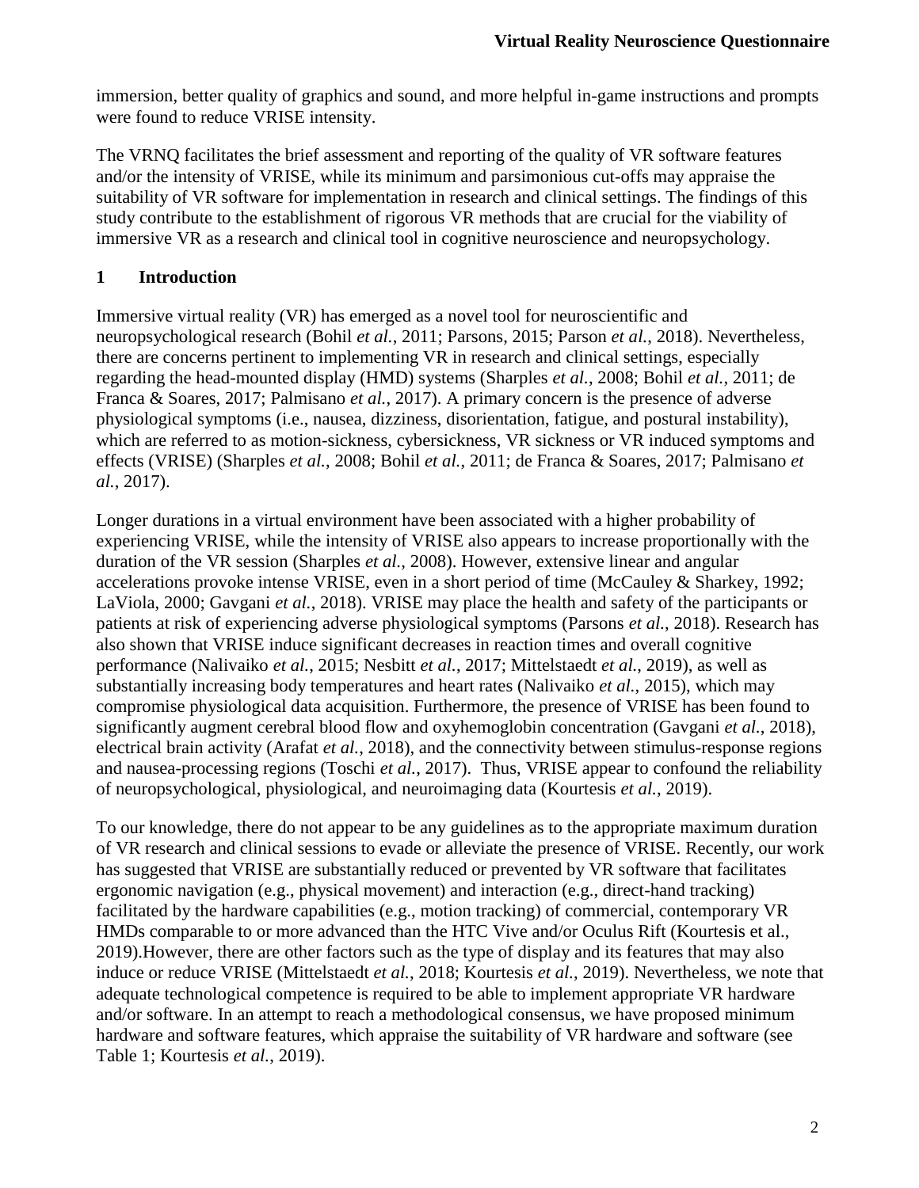immersion, better quality of graphics and sound, and more helpful in-game instructions and prompts were found to reduce VRISE intensity.

The VRNQ facilitates the brief assessment and reporting of the quality of VR software features and/or the intensity of VRISE, while its minimum and parsimonious cut-offs may appraise the suitability of VR software for implementation in research and clinical settings. The findings of this study contribute to the establishment of rigorous VR methods that are crucial for the viability of immersive VR as a research and clinical tool in cognitive neuroscience and neuropsychology.

## 1 Introduction

Immersive virtual reality (VR) has emerged as a novel tool for neuroscientific and neuropsychological research (Bohil *et al.*, 2011; Parsons, 2015; Parson *et al.*, 2018). Nevertheless, there are concerns pertinent to implementing VR in research and clinical settings, especially regarding the head-mounted display (HMD) systems (Sharples *et al.*, 2008; Bohil *et al.*, 2011; de Franca & Soares, 2017; Palmisano *et al.*, 2017). A primary concern is the presence of adverse physiological symptoms (i.e., nausea, dizziness, disorientation, fatigue, and postural instability), which are referred to as motion-sickness, cybersickness, VR sickness or VR induced symptoms and effects (VRISE) (Sharples *et al.*, 2008; Bohil *et al.*, 2011; de Franca & Soares, 2017; Palmisano *et al.*, 2017).

Longer durations in a virtual environment have been associated with a higher probability of experiencing VRISE, while the intensity of VRISE also appears to increase proportionally with the duration of the VR session (Sharples *et al.*, 2008). However, extensive linear and angular accelerations provoke intense VRISE, even in a short period of time (McCauley & Sharkey, 1992; LaViola, 2000; Gavgani *et al.*, 2018). VRISE may place the health and safety of the participants or patients at risk of experiencing adverse physiological symptoms (Parsons *et al.*, 2018). Research has also shown that VRISE induce significant decreases in reaction times and overall cognitive performance (Nalivaiko *et al.*, 2015; Nesbitt *et al.*, 2017; Mittelstaedt *et al.*, 2019), as well as substantially increasing body temperatures and heart rates (Nalivaiko *et al.*, 2015), which may compromise physiological data acquisition. Furthermore, the presence of VRISE has been found to significantly augment cerebral blood flow and oxyhemoglobin concentration (Gavgani *et al.*, 2018), electrical brain activity (Arafat *et al.*, 2018), and the connectivity between stimulus-response regions and nausea-processing regions (Toschi *et al.*, 2017). Thus, VRISE appear to confound the reliability of neuropsychological, physiological, and neuroimaging data (Kourtesis *et al.*, 2019).

To our knowledge, there do not appear to be any guidelines as to the appropriate maximum duration of VR research and clinical sessions to evade or alleviate the presence of VRISE. Recently, our work has suggested that VRISE are substantially reduced or prevented by VR software that facilitates ergonomic navigation (e.g., physical movement) and interaction (e.g., direct-hand tracking) facilitated by the hardware capabilities (e.g., motion tracking) of commercial, contemporary VR HMDs comparable to or more advanced than the HTC Vive and/or Oculus Rift (Kourtesis et al., 2019).However, there are other factors such as the type of display and its features that may also induce or reduce VRISE (Mittelstaedt *et al.*, 2018; Kourtesis *et al.*, 2019). Nevertheless, we note that adequate technological competence is required to be able to implement appropriate VR hardware and/or software. In an attempt to reach a methodological consensus, we have proposed minimum hardware and software features, which appraise the suitability of VR hardware and software (see Table 1; Kourtesis *et al.*, 2019).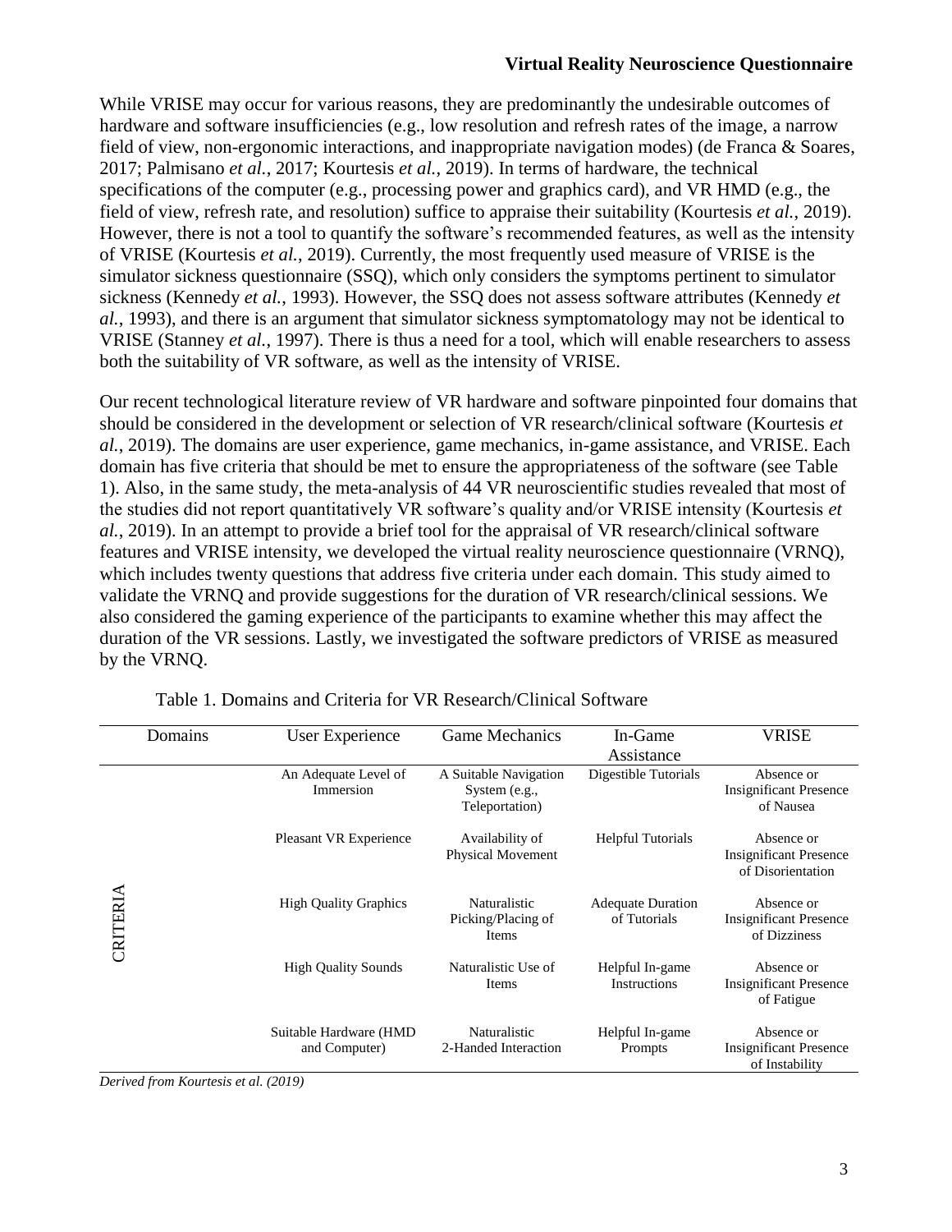While VRISE may occur for various reasons, they are predominantly the undesirable outcomes of hardware and software insufficiencies (e.g., low resolution and refresh rates of the image, a narrow field of view, non-ergonomic interactions, and inappropriate navigation modes) (de Franca & Soares, 2017; Palmisano *et al.*, 2017; Kourtesis *et al.*, 2019). In terms of hardware, the technical specifications of the computer (e.g., processing power and graphics card), and VR HMD (e.g., the field of view, refresh rate, and resolution) suffice to appraise their suitability (Kourtesis *et al.*, 2019). However, there is not a tool to quantify the software's recommended features, as well as the intensity of VRISE (Kourtesis *et al.*, 2019). Currently, the most frequently used measure of VRISE is the simulator sickness questionnaire (SSQ), which only considers the symptoms pertinent to simulator sickness (Kennedy *et al.*, 1993). However, the SSQ does not assess software attributes (Kennedy *et al.*, 1993), and there is an argument that simulator sickness symptomatology may not be identical to VRISE (Stanney *et al.*, 1997). There is thus a need for a tool, which will enable researchers to assess both the suitability of VR software, as well as the intensity of VRISE.

Our recent technological literature review of VR hardware and software pinpointed four domains that should be considered in the development or selection of VR research/clinical software (Kourtesis *et al.*, 2019). The domains are user experience, game mechanics, in-game assistance, and VRISE. Each domain has five criteria that should be met to ensure the appropriateness of the software (see Table 1). Also, in the same study, the meta-analysis of 44 VR neuroscientific studies revealed that most of the studies did not report quantitatively VR software's quality and/or VRISE intensity (Kourtesis *et al.*, 2019). In an attempt to provide a brief tool for the appraisal of VR research/clinical software features and VRISE intensity, we developed the virtual reality neuroscience questionnaire (VRNQ), which includes twenty questions that address five criteria under each domain. This study aimed to validate the VRNQ and provide suggestions for the duration of VR research/clinical sessions. We also considered the gaming experience of the participants to examine whether this may affect the duration of the VR sessions. Lastly, we investigated the software predictors of VRISE as measured by the VRNQ.

Table 1. Domains and Criteria for VR Research/Clinical Software

| Domains | User Experience | Game Mechanics | In-Game Assistance | VRISE |
|---|---|---|---|---|
| CRITERIA | An Adequate Level of Immersion | A Suitable Navigation System (e.g., Teleportation) | Digestible Tutorials | Absence or Insignificant Presence of Nausea |
| | Pleasant VR Experience | Availability of Physical Movement | Helpful Tutorials | Absence or Insignificant Presence of Disorientation |
| | High Quality Graphics | Naturalistic Picking/Placing of Items | Adequate Duration of Tutorials | Absence or Insignificant Presence of Dizziness |
| | High Quality Sounds | Naturalistic Use of Items | Helpful In-game Instructions | Absence or Insignificant Presence of Fatigue |
| | Suitable Hardware (HMD and Computer) | Naturalistic 2-Handed Interaction | Helpful In-game Prompts | Absence or Insignificant Presence of Instability |

*Derived from Kourtesis et al. (2019)*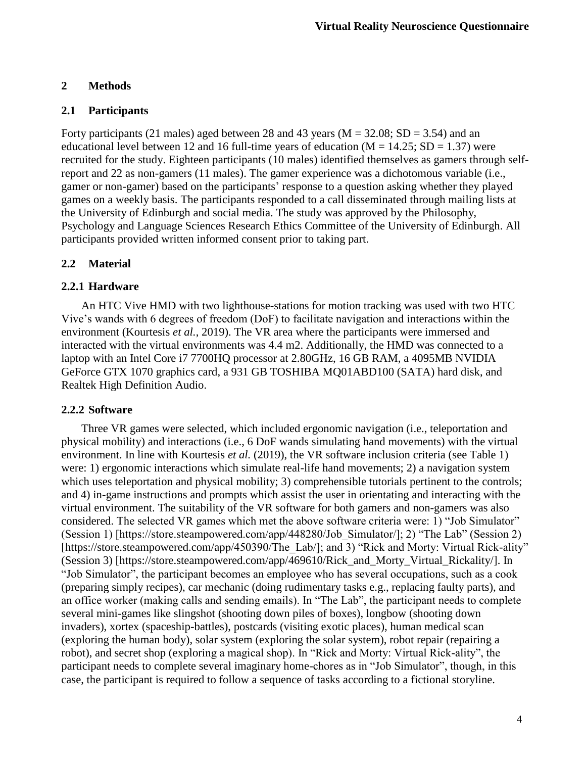## 2 Methods

### 2.1 Participants

Forty participants (21 males) aged between 28 and 43 years ($M = 32.08$; $SD = 3.54$) and an educational level between 12 and 16 full-time years of education ($M = 14.25$; $SD = 1.37$) were recruited for the study. Eighteen participants (10 males) identified themselves as gamers through self-report and 22 as non-gamers (11 males). The gamer experience was a dichotomous variable (i.e., gamer or non-gamer) based on the participants' response to a question asking whether they played games on a weekly basis. The participants responded to a call disseminated through mailing lists at the University of Edinburgh and social media. The study was approved by the Philosophy, Psychology and Language Sciences Research Ethics Committee of the University of Edinburgh. All participants provided written informed consent prior to taking part.

### 2.2 Material

#### 2.2.1 Hardware

An HTC Vive HMD with two lighthouse-stations for motion tracking was used with two HTC Vive's wands with 6 degrees of freedom (DoF) to facilitate navigation and interactions within the environment (Kourtesis *et al.*, 2019). The VR area where the participants were immersed and interacted with the virtual environments was 4.4 m2. Additionally, the HMD was connected to a laptop with an Intel Core i7 7700HQ processor at 2.80GHz, 16 GB RAM, a 4095MB NVIDIA GeForce GTX 1070 graphics card, a 931 GB TOSHIBA MQ01ABD100 (SATA) hard disk, and Realtek High Definition Audio.

#### 2.2.2 Software

Three VR games were selected, which included ergonomic navigation (i.e., teleportation and physical mobility) and interactions (i.e., 6 DoF wands simulating hand movements) with the virtual environment. In line with Kourtesis *et al.* (2019), the VR software inclusion criteria (see Table 1) were: 1) ergonomic interactions which simulate real-life hand movements; 2) a navigation system which uses teleportation and physical mobility; 3) comprehensible tutorials pertinent to the controls; and 4) in-game instructions and prompts which assist the user in orientating and interacting with the virtual environment. The suitability of the VR software for both gamers and non-gamers was also considered. The selected VR games which met the above software criteria were: 1) "Job Simulator" (Session 1) [https://store.steampowered.com/app/448280/Job_Simulator/]; 2) "The Lab" (Session 2) [https://store.steampowered.com/app/450390/The_Lab/]; and 3) "Rick and Morty: Virtual Rick-ality" (Session 3) [https://store.steampowered.com/app/469610/Rick_and_Morty_Virtual_Rickality/]. In "Job Simulator", the participant becomes an employee who has several occupations, such as a cook (preparing simply recipes), car mechanic (doing rudimentary tasks e.g., replacing faulty parts), and an office worker (making calls and sending emails). In "The Lab", the participant needs to complete several mini-games like slingshot (shooting down piles of boxes), longbow (shooting down invaders), xortex (spaceship-battles), postcards (visiting exotic places), human medical scan (exploring the human body), solar system (exploring the solar system), robot repair (repairing a robot), and secret shop (exploring a magical shop). In "Rick and Morty: Virtual Rick-ality", the participant needs to complete several imaginary home-chores as in "Job Simulator", though, in this case, the participant is required to follow a sequence of tasks according to a fictional storyline.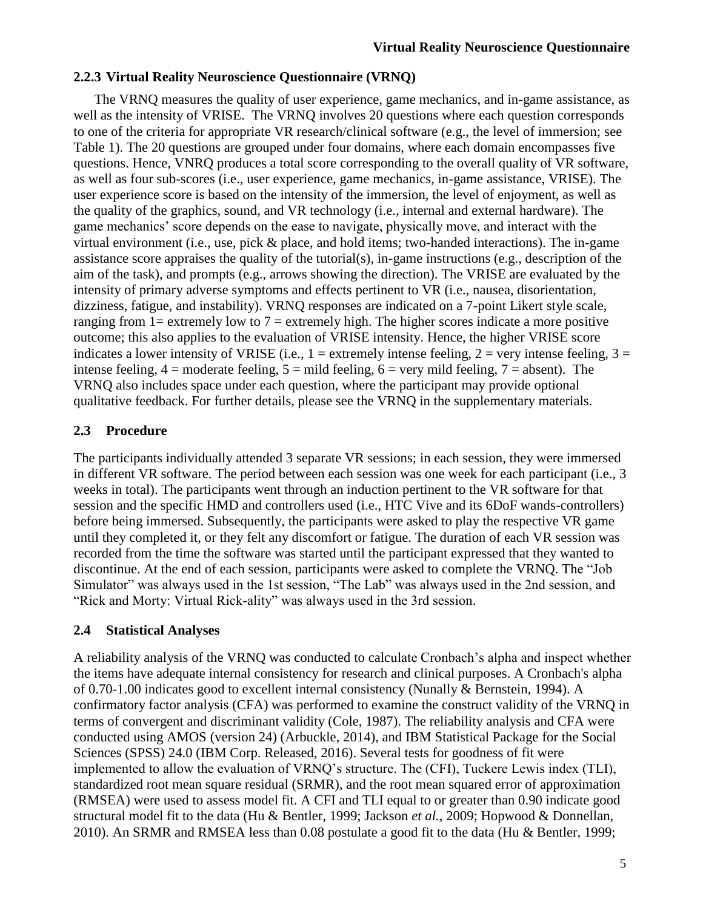### 2.2.3 Virtual Reality Neuroscience Questionnaire (VRNQ)

The VRNQ measures the quality of user experience, game mechanics, and in-game assistance, as well as the intensity of VRISE. The VRNQ involves 20 questions where each question corresponds to one of the criteria for appropriate VR research/clinical software (e.g., the level of immersion; see Table 1). The 20 questions are grouped under four domains, where each domain encompasses five questions. Hence, VNRQ produces a total score corresponding to the overall quality of VR software, as well as four sub-scores (i.e., user experience, game mechanics, in-game assistance, VRISE). The user experience score is based on the intensity of the immersion, the level of enjoyment, as well as the quality of the graphics, sound, and VR technology (i.e., internal and external hardware). The game mechanics' score depends on the ease to navigate, physically move, and interact with the virtual environment (i.e., use, pick & place, and hold items; two-handed interactions). The in-game assistance score appraises the quality of the tutorial(s), in-game instructions (e.g., description of the aim of the task), and prompts (e.g., arrows showing the direction). The VRISE are evaluated by the intensity of primary adverse symptoms and effects pertinent to VR (i.e., nausea, disorientation, dizziness, fatigue, and instability). VRNQ responses are indicated on a 7-point Likert style scale, ranging from 1= extremely low to 7 = extremely high. The higher scores indicate a more positive outcome; this also applies to the evaluation of VRISE intensity. Hence, the higher VRISE score indicates a lower intensity of VRISE (i.e., 1 = extremely intense feeling, 2 = very intense feeling, 3 = intense feeling, 4 = moderate feeling, 5 = mild feeling, 6 = very mild feeling, 7 = absent). The VRNQ also includes space under each question, where the participant may provide optional qualitative feedback. For further details, please see the VRNQ in the supplementary materials.

## 2.3 Procedure

The participants individually attended 3 separate VR sessions; in each session, they were immersed in different VR software. The period between each session was one week for each participant (i.e., 3 weeks in total). The participants went through an induction pertinent to the VR software for that session and the specific HMD and controllers used (i.e., HTC Vive and its 6DoF wands-controllers) before being immersed. Subsequently, the participants were asked to play the respective VR game until they completed it, or they felt any discomfort or fatigue. The duration of each VR session was recorded from the time the software was started until the participant expressed that they wanted to discontinue. At the end of each session, participants were asked to complete the VRNQ. The "Job Simulator" was always used in the 1st session, "The Lab" was always used in the 2nd session, and "Rick and Morty: Virtual Rick-ality" was always used in the 3rd session.

## 2.4 Statistical Analyses

A reliability analysis of the VRNQ was conducted to calculate Cronbach's alpha and inspect whether the items have adequate internal consistency for research and clinical purposes. A Cronbach's alpha of 0.70-1.00 indicates good to excellent internal consistency (Nunally & Bernstein, 1994). A confirmatory factor analysis (CFA) was performed to examine the construct validity of the VRNQ in terms of convergent and discriminant validity (Cole, 1987). The reliability analysis and CFA were conducted using AMOS (version 24) (Arbuckle, 2014), and IBM Statistical Package for the Social Sciences (SPSS) 24.0 (IBM Corp. Released, 2016). Several tests for goodness of fit were implemented to allow the evaluation of VRNQ's structure. The (CFI), Tuckere Lewis index (TLI), standardized root mean square residual (SRMR), and the root mean squared error of approximation (RMSEA) were used to assess model fit. A CFI and TLI equal to or greater than 0.90 indicate good structural model fit to the data (Hu & Bentler, 1999; Jackson *et al.*, 2009; Hopwood & Donnellan, 2010). An SRMR and RMSEA less than 0.08 postulate a good fit to the data (Hu & Bentler, 1999;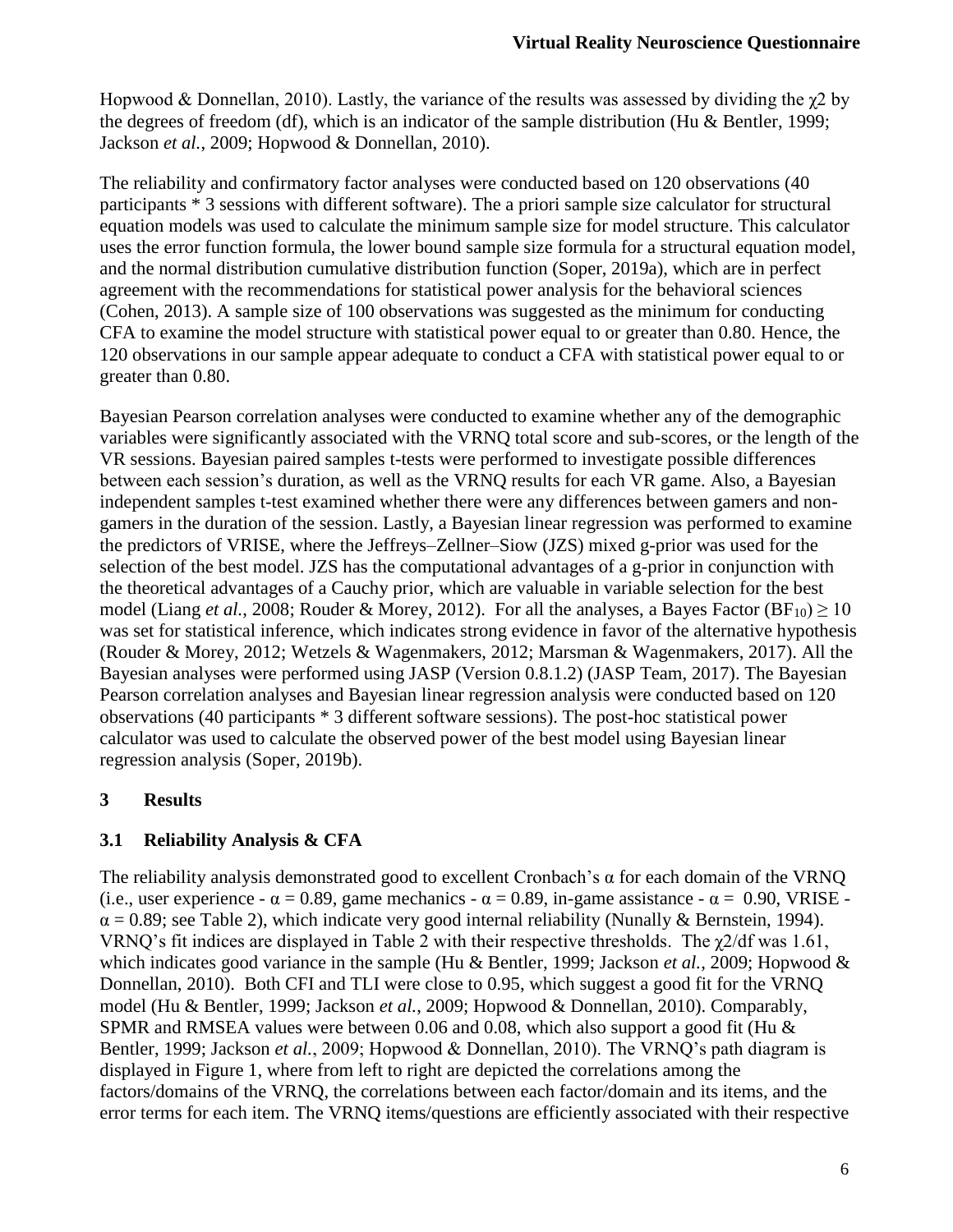Hopwood & Donnellan, 2010). Lastly, the variance of the results was assessed by dividing the $\chi 2$ by the degrees of freedom (df), which is an indicator of the sample distribution (Hu & Bentler, 1999; Jackson *et al.*, 2009; Hopwood & Donnellan, 2010).

The reliability and confirmatory factor analyses were conducted based on 120 observations (40 participants * 3 sessions with different software). The a priori sample size calculator for structural equation models was used to calculate the minimum sample size for model structure. This calculator uses the error function formula, the lower bound sample size formula for a structural equation model, and the normal distribution cumulative distribution function (Soper, 2019a), which are in perfect agreement with the recommendations for statistical power analysis for the behavioral sciences (Cohen, 2013). A sample size of 100 observations was suggested as the minimum for conducting CFA to examine the model structure with statistical power equal to or greater than 0.80. Hence, the 120 observations in our sample appear adequate to conduct a CFA with statistical power equal to or greater than 0.80.

Bayesian Pearson correlation analyses were conducted to examine whether any of the demographic variables were significantly associated with the VRNQ total score and sub-scores, or the length of the VR sessions. Bayesian paired samples t-tests were performed to investigate possible differences between each session's duration, as well as the VRNQ results for each VR game. Also, a Bayesian independent samples t-test examined whether there were any differences between gamers and non-gamers in the duration of the session. Lastly, a Bayesian linear regression was performed to examine the predictors of VRISE, where the Jeffreys–Zellner–Siow (JZS) mixed g-prior was used for the selection of the best model. JZS has the computational advantages of a g-prior in conjunction with the theoretical advantages of a Cauchy prior, which are valuable in variable selection for the best model (Liang *et al.*, 2008; Rouder & Morey, 2012). For all the analyses, a Bayes Factor ($BF_{10}$) $\geq 10$ was set for statistical inference, which indicates strong evidence in favor of the alternative hypothesis (Rouder & Morey, 2012; Wetzels & Wagenmakers, 2012; Marsman & Wagenmakers, 2017). All the Bayesian analyses were performed using JASP (Version 0.8.1.2) (JASP Team, 2017). The Bayesian Pearson correlation analyses and Bayesian linear regression analysis were conducted based on 120 observations (40 participants * 3 different software sessions). The post-hoc statistical power calculator was used to calculate the observed power of the best model using Bayesian linear regression analysis (Soper, 2019b).

# 3 Results

## 3.1 Reliability Analysis & CFA

The reliability analysis demonstrated good to excellent Cronbach's α for each domain of the VRNQ (i.e., user experience - $\alpha = 0.89$, game mechanics - $\alpha = 0.89$, in-game assistance - $\alpha = 0.90$, VRISE - $\alpha = 0.89$; see Table 2), which indicate very good internal reliability (Nunally & Bernstein, 1994). VRNQ's fit indices are displayed in Table 2 with their respective thresholds. The $\chi 2$/df was 1.61, which indicates good variance in the sample (Hu & Bentler, 1999; Jackson *et al.*, 2009; Hopwood & Donnellan, 2010). Both CFI and TLI were close to 0.95, which suggest a good fit for the VRNQ model (Hu & Bentler, 1999; Jackson *et al.*, 2009; Hopwood & Donnellan, 2010). Comparably, SPMR and RMSEA values were between 0.06 and 0.08, which also support a good fit (Hu & Bentler, 1999; Jackson *et al.*, 2009; Hopwood & Donnellan, 2010). The VRNQ's path diagram is displayed in Figure 1, where from left to right are depicted the correlations among the factors/domains of the VRNQ, the correlations between each factor/domain and its items, and the error terms for each item. The VRNQ items/questions are efficiently associated with their respective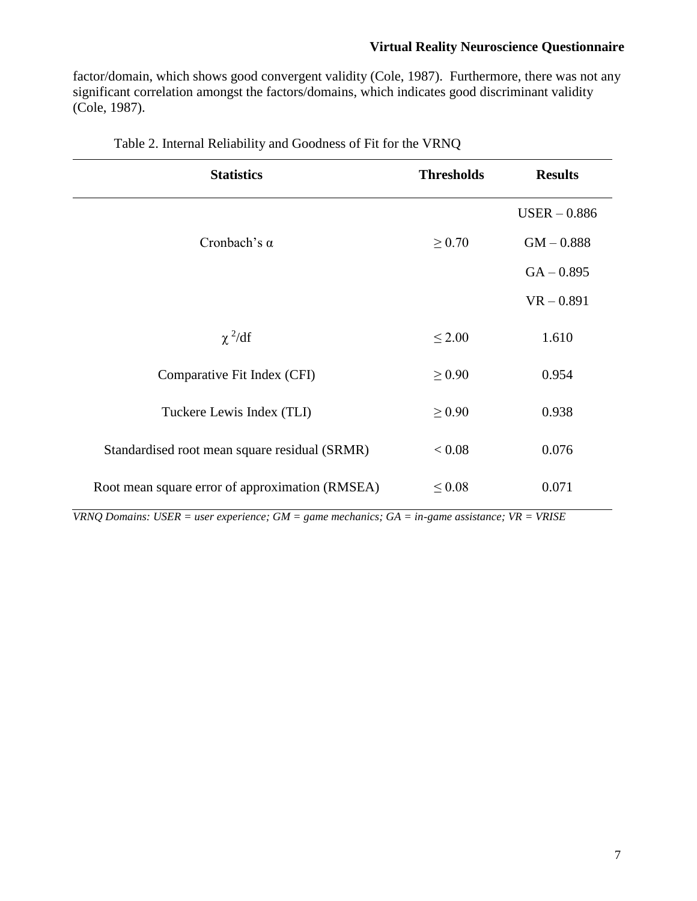factor/domain, which shows good convergent validity (Cole, 1987). Furthermore, there was not any significant correlation amongst the factors/domains, which indicates good discriminant validity (Cole, 1987).

Table 2. Internal Reliability and Goodness of Fit for the VRNQ

| Statistics | Thresholds | Results |
|---|---|---|
| Cronbach's α | ≥ 0.70 | USER – 0.886<br>GM – 0.888<br>GA – 0.895<br>VR – 0.891 |
| $\chi^2$/df | ≤ 2.00 | 1.610 |
| Comparative Fit Index (CFI) | ≥ 0.90 | 0.954 |
| Tuckere Lewis Index (TLI) | ≥ 0.90 | 0.938 |
| Standardised root mean square residual (SRMR) | < 0.08 | 0.076 |
| Root mean square error of approximation (RMSEA) | ≤ 0.08 | 0.071 |

*VRNQ Domains: USER = user experience; GM = game mechanics; GA = in-game assistance; VR = VRISE*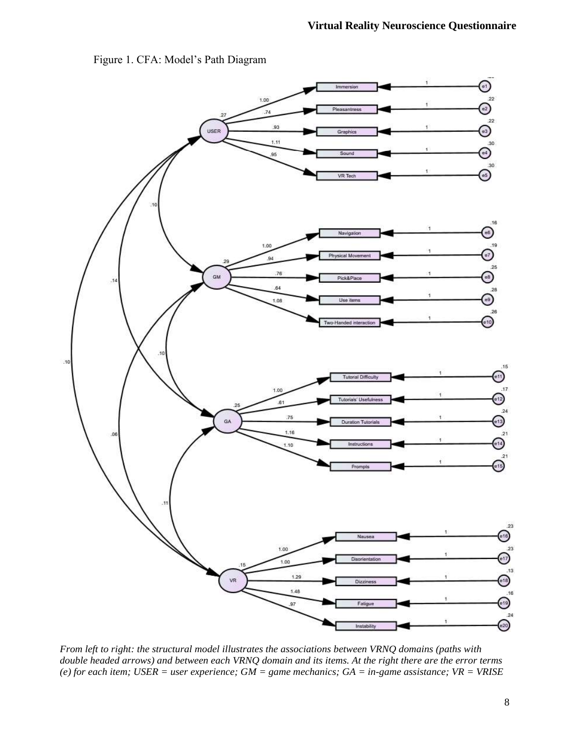Figure 1. CFA: Model's Path Diagram

*From left to right: the structural model illustrates the associations between VRNQ domains (paths with double headed arrows) and between each VRNQ domain and its items. At the right there are the error terms (e) for each item; USER = user experience; GM = game mechanics; GA = in-game assistance; VR = VRISE*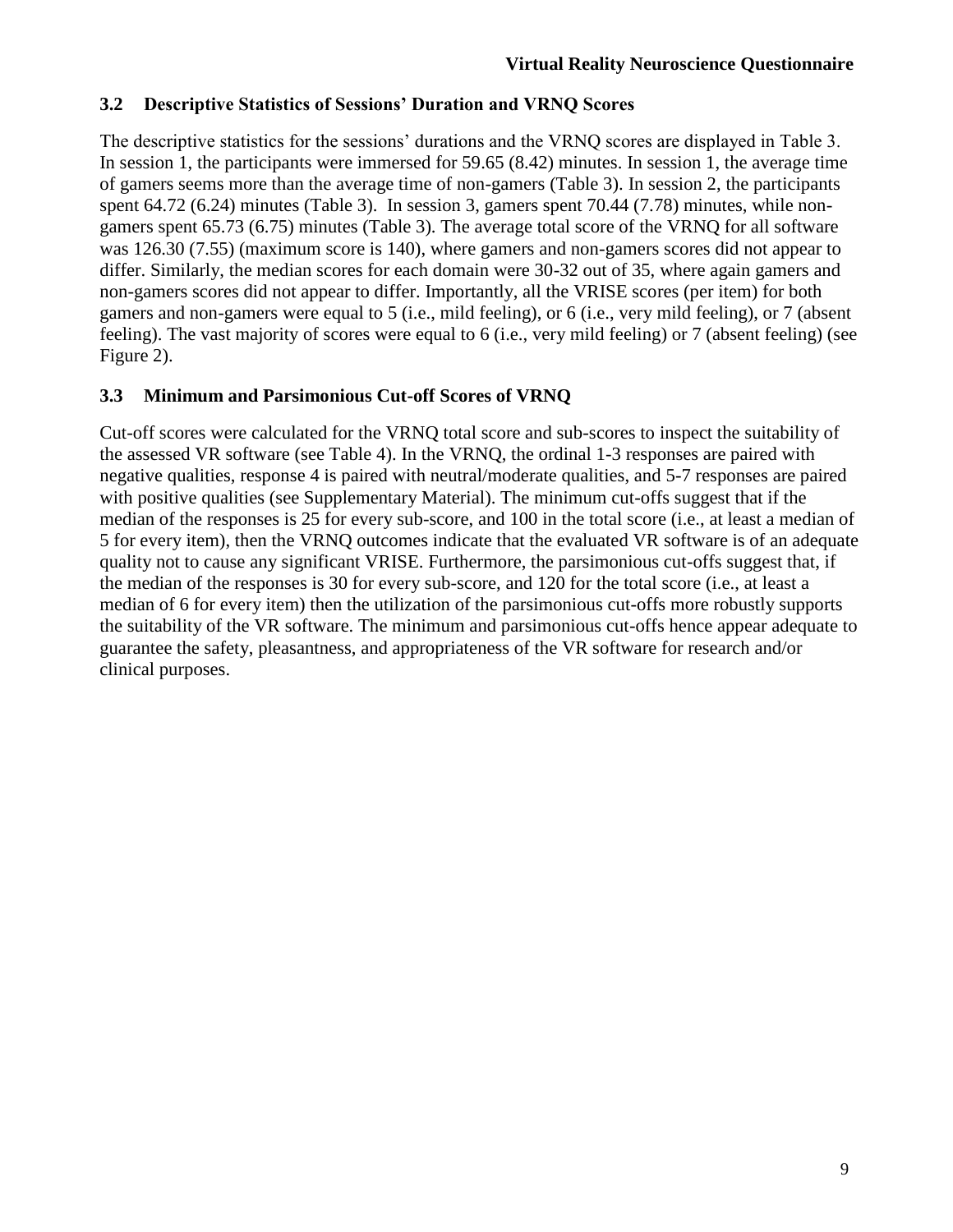### 3.2 Descriptive Statistics of Sessions' Duration and VRNQ Scores

The descriptive statistics for the sessions' durations and the VRNQ scores are displayed in Table 3. In session 1, the participants were immersed for 59.65 (8.42) minutes. In session 1, the average time of gamers seems more than the average time of non-gamers (Table 3). In session 2, the participants spent 64.72 (6.24) minutes (Table 3). In session 3, gamers spent 70.44 (7.78) minutes, while non-gamers spent 65.73 (6.75) minutes (Table 3). The average total score of the VRNQ for all software was 126.30 (7.55) (maximum score is 140), where gamers and non-gamers scores did not appear to differ. Similarly, the median scores for each domain were 30-32 out of 35, where again gamers and non-gamers scores did not appear to differ. Importantly, all the VRISE scores (per item) for both gamers and non-gamers were equal to 5 (i.e., mild feeling), or 6 (i.e., very mild feeling), or 7 (absent feeling). The vast majority of scores were equal to 6 (i.e., very mild feeling) or 7 (absent feeling) (see Figure 2).

### 3.3 Minimum and Parsimonious Cut-off Scores of VRNQ

Cut-off scores were calculated for the VRNQ total score and sub-scores to inspect the suitability of the assessed VR software (see Table 4). In the VRNQ, the ordinal 1-3 responses are paired with negative qualities, response 4 is paired with neutral/moderate qualities, and 5-7 responses are paired with positive qualities (see Supplementary Material). The minimum cut-offs suggest that if the median of the responses is 25 for every sub-score, and 100 in the total score (i.e., at least a median of 5 for every item), then the VRNQ outcomes indicate that the evaluated VR software is of an adequate quality not to cause any significant VRISE. Furthermore, the parsimonious cut-offs suggest that, if the median of the responses is 30 for every sub-score, and 120 for the total score (i.e., at least a median of 6 for every item) then the utilization of the parsimonious cut-offs more robustly supports the suitability of the VR software. The minimum and parsimonious cut-offs hence appear adequate to guarantee the safety, pleasantness, and appropriateness of the VR software for research and/or clinical purposes.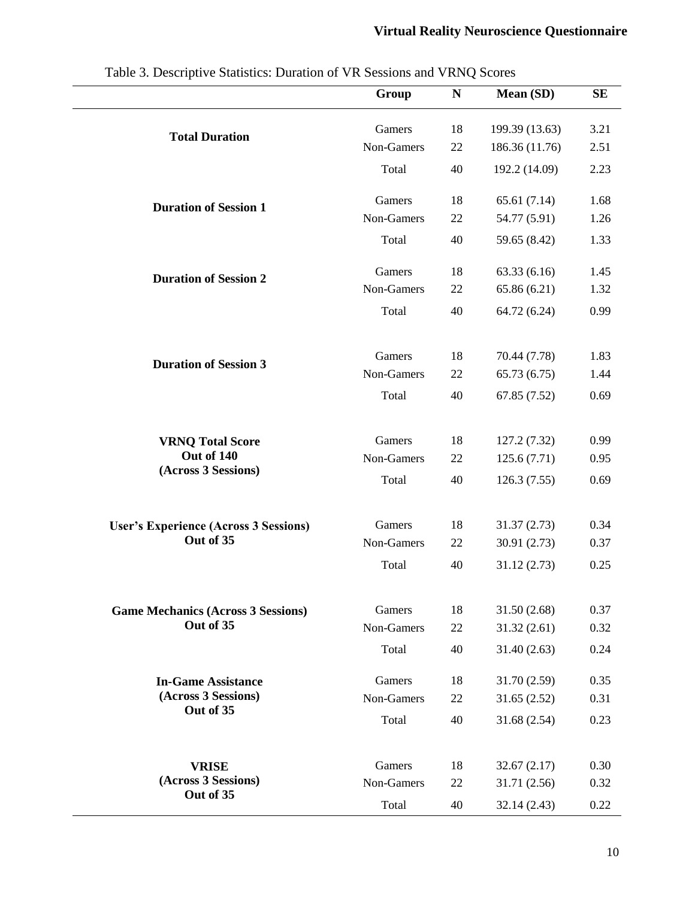Table 3. Descriptive Statistics: Duration of VR Sessions and VRNQ Scores

| | Group | N | Mean (SD) | SE |
|---|---|---|---|---|
| **Total Duration** | Gamers | 18 | 199.39 (13.63) | 3.21 |
| | Non-Gamers | 22 | 186.36 (11.76) | 2.51 |
| | Total | 40 | 192.2 (14.09) | 2.23 |
| **Duration of Session 1** | Gamers | 18 | 65.61 (7.14) | 1.68 |
| | Non-Gamers | 22 | 54.77 (5.91) | 1.26 |
| | Total | 40 | 59.65 (8.42) | 1.33 |
| **Duration of Session 2** | Gamers | 18 | 63.33 (6.16) | 1.45 |
| | Non-Gamers | 22 | 65.86 (6.21) | 1.32 |
| | Total | 40 | 64.72 (6.24) | 0.99 |
| **Duration of Session 3** | Gamers | 18 | 70.44 (7.78) | 1.83 |
| | Non-Gamers | 22 | 65.73 (6.75) | 1.44 |
| | Total | 40 | 67.85 (7.52) | 0.69 |
| **VRNQ Total Score Out of 140 (Across 3 Sessions)** | Gamers | 18 | 127.2 (7.32) | 0.99 |
| | Non-Gamers | 22 | 125.6 (7.71) | 0.95 |
| | Total | 40 | 126.3 (7.55) | 0.69 |
| **User's Experience (Across 3 Sessions) Out of 35** | Gamers | 18 | 31.37 (2.73) | 0.34 |
| | Non-Gamers | 22 | 30.91 (2.73) | 0.37 |
| | Total | 40 | 31.12 (2.73) | 0.25 |
| **Game Mechanics (Across 3 Sessions) Out of 35** | Gamers | 18 | 31.50 (2.68) | 0.37 |
| | Non-Gamers | 22 | 31.32 (2.61) | 0.32 |
| | Total | 40 | 31.40 (2.63) | 0.24 |
| **In-Game Assistance (Across 3 Sessions) Out of 35** | Gamers | 18 | 31.70 (2.59) | 0.35 |
| | Non-Gamers | 22 | 31.65 (2.52) | 0.31 |
| | Total | 40 | 31.68 (2.54) | 0.23 |
| **VRISE (Across 3 Sessions) Out of 35** | Gamers | 18 | 32.67 (2.17) | 0.30 |
| | Non-Gamers | 22 | 31.71 (2.56) | 0.32 |
| | Total | 40 | 32.14 (2.43) | 0.22 |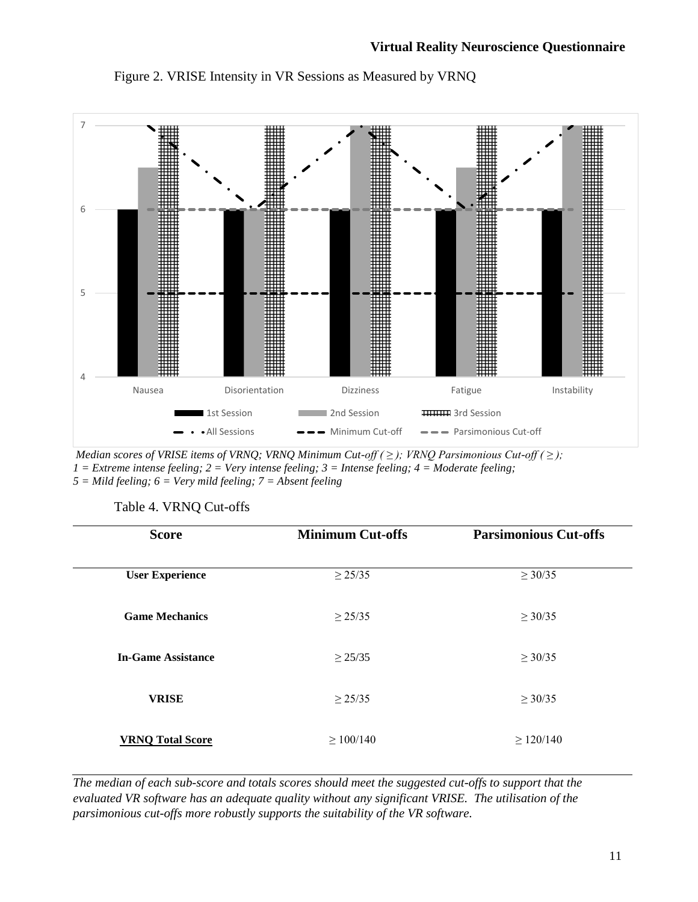Figure 2. VRISE Intensity in VR Sessions as Measured by VRNQ

*Median scores of VRISE items of VRNQ; VRNQ Minimum Cut-off (≥); VRNQ Parsimonious Cut-off (≥); 1 = Extreme intense feeling; 2 = Very intense feeling; 3 = Intense feeling; 4 = Moderate feeling; 5 = Mild feeling; 6 = Very mild feeling; 7 = Absent feeling*

Table 4. VRNQ Cut-offs

| Score | Minimum Cut-offs | Parsimonious Cut-offs |
|---|---|---|
| **User Experience** | ≥ 25/35 | ≥ 30/35 |
| **Game Mechanics** | ≥ 25/35 | ≥ 30/35 |
| **In-Game Assistance** | ≥ 25/35 | ≥ 30/35 |
| **VRISE** | ≥ 25/35 | ≥ 30/35 |
| **VRNQ Total Score** | ≥ 100/140 | ≥ 120/140 |

*The median of each sub-score and totals scores should meet the suggested cut-offs to support that the evaluated VR software has an adequate quality without any significant VRISE. The utilisation of the parsimonious cut-offs more robustly supports the suitability of the VR software.*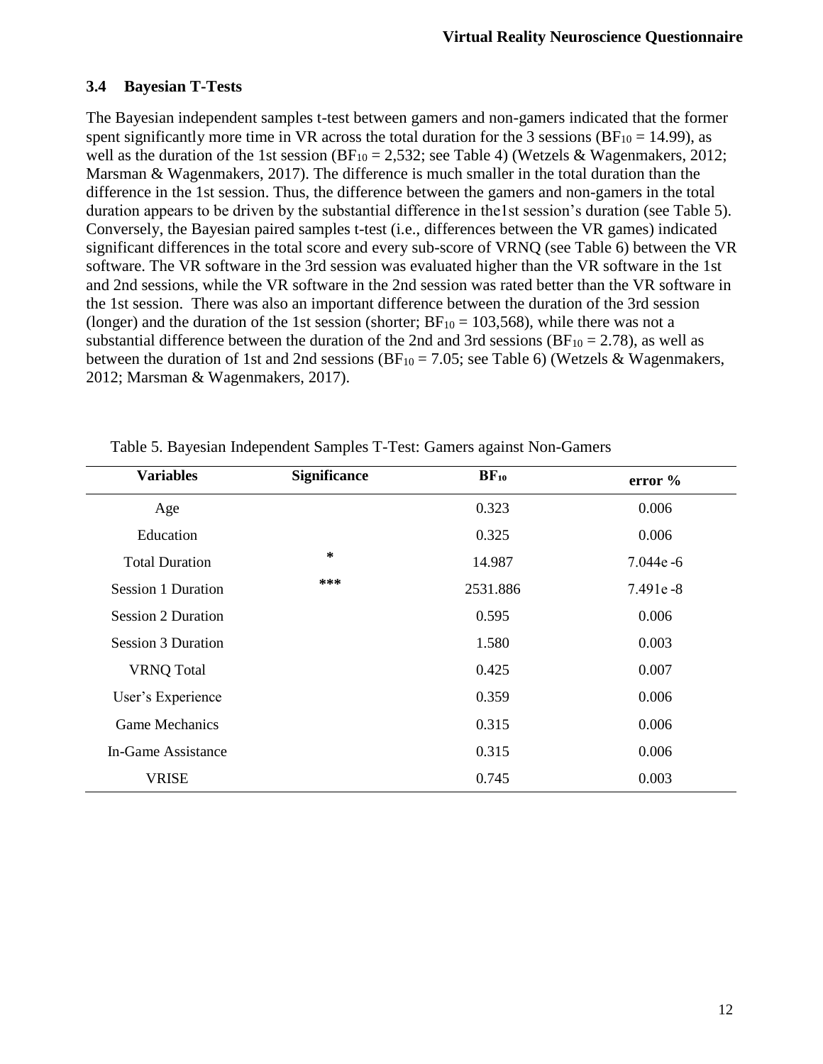### 3.4 Bayesian T-Tests

The Bayesian independent samples t-test between gamers and non-gamers indicated that the former spent significantly more time in VR across the total duration for the 3 sessions ($BF_{10} = 14.99$), as well as the duration of the 1st session ($BF_{10} = 2{,}532$; see Table 4) (Wetzels & Wagenmakers, 2012; Marsman & Wagenmakers, 2017). The difference is much smaller in the total duration than the difference in the 1st session. Thus, the difference between the gamers and non-gamers in the total duration appears to be driven by the substantial difference in the1st session's duration (see Table 5). Conversely, the Bayesian paired samples t-test (i.e., differences between the VR games) indicated significant differences in the total score and every sub-score of VRNQ (see Table 6) between the VR software. The VR software in the 3rd session was evaluated higher than the VR software in the 1st and 2nd sessions, while the VR software in the 2nd session was rated better than the VR software in the 1st session. There was also an important difference between the duration of the 3rd session (longer) and the duration of the 1st session (shorter; $BF_{10} = 103{,}568$), while there was not a substantial difference between the duration of the 2nd and 3rd sessions ($BF_{10} = 2.78$), as well as between the duration of 1st and 2nd sessions ($BF_{10} = 7.05$; see Table 6) (Wetzels & Wagenmakers, 2012; Marsman & Wagenmakers, 2017).

Table 5. Bayesian Independent Samples T-Test: Gamers against Non-Gamers

| Variables | Significance | $BF_{10}$ | error % |
|---|---|---|---|
| Age | | 0.323 | 0.006 |
| Education | | 0.325 | 0.006 |
| Total Duration | * | 14.987 | 7.044e -6 |
| Session 1 Duration | *** | 2531.886 | 7.491e -8 |
| Session 2 Duration | | 0.595 | 0.006 |
| Session 3 Duration | | 1.580 | 0.003 |
| VRNQ Total | | 0.425 | 0.007 |
| User's Experience | | 0.359 | 0.006 |
| Game Mechanics | | 0.315 | 0.006 |
| In-Game Assistance | | 0.315 | 0.006 |
| VRISE | | 0.745 | 0.003 |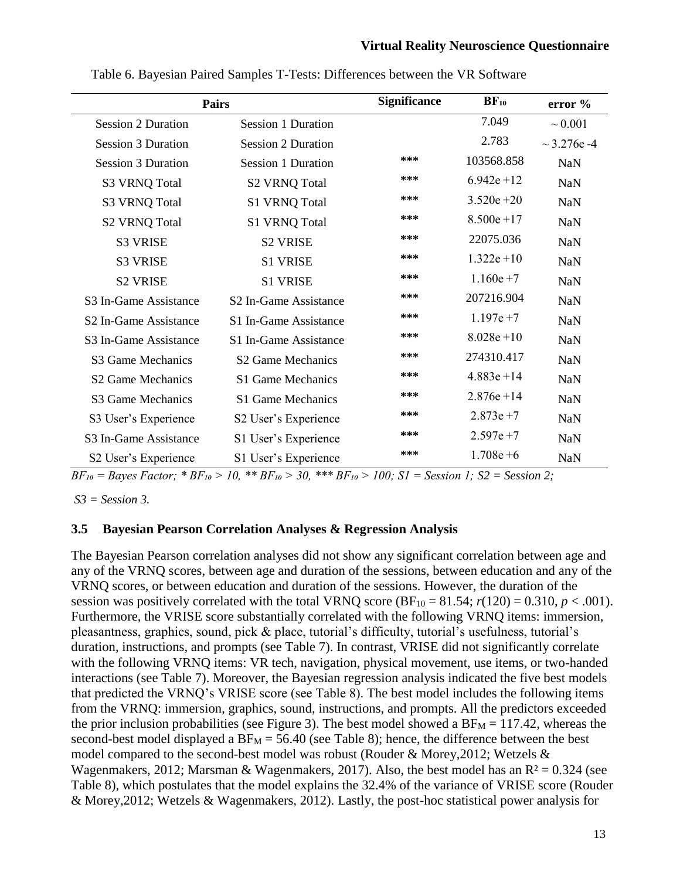Table 6. Bayesian Paired Samples T-Tests: Differences between the VR Software

| Pairs | | Significance | $BF_{10}$ | error % |
|---|---|---|---|---|
| Session 2 Duration | Session 1 Duration | | 7.049 | ~ 0.001 |
| Session 3 Duration | Session 2 Duration | | 2.783 | ~ 3.276e -4 |
| Session 3 Duration | Session 1 Duration | *** | 103568.858 | NaN |
| S3 VRNQ Total | S2 VRNQ Total | *** | 6.942e +12 | NaN |
| S3 VRNQ Total | S1 VRNQ Total | *** | 3.520e +20 | NaN |
| S2 VRNQ Total | S1 VRNQ Total | *** | 8.500e +17 | NaN |
| S3 VRISE | S2 VRISE | *** | 22075.036 | NaN |
| S3 VRISE | S1 VRISE | *** | 1.322e +10 | NaN |
| S2 VRISE | S1 VRISE | *** | 1.160e +7 | NaN |
| S3 In-Game Assistance | S2 In-Game Assistance | *** | 207216.904 | NaN |
| S2 In-Game Assistance | S1 In-Game Assistance | *** | 1.197e +7 | NaN |
| S3 In-Game Assistance | S1 In-Game Assistance | *** | 8.028e +10 | NaN |
| S3 Game Mechanics | S2 Game Mechanics | *** | 274310.417 | NaN |
| S2 Game Mechanics | S1 Game Mechanics | *** | 4.883e +14 | NaN |
| S3 Game Mechanics | S1 Game Mechanics | *** | 2.876e +14 | NaN |
| S3 User's Experience | S2 User's Experience | *** | 2.873e +7 | NaN |
| S3 In-Game Assistance | S1 User's Experience | *** | 2.597e +7 | NaN |
| S2 User's Experience | S1 User's Experience | *** | 1.708e +6 | NaN |

*$BF_{10}$ = Bayes Factor; * $BF_{10}$ > 10, ** $BF_{10}$ > 30, *** $BF_{10}$ > 100; S1 = Session 1; S2 = Session 2; S3 = Session 3.*

### 3.5 Bayesian Pearson Correlation Analyses & Regression Analysis

The Bayesian Pearson correlation analyses did not show any significant correlation between age and any of the VRNQ scores, between age and duration of the sessions, between education and any of the VRNQ scores, or between education and duration of the sessions. However, the duration of the session was positively correlated with the total VRNQ score ($BF_{10}$ = 81.54; $r(120) = 0.310$, $p < .001$). Furthermore, the VRISE score substantially correlated with the following VRNQ items: immersion, pleasantness, graphics, sound, pick & place, tutorial's difficulty, tutorial's usefulness, tutorial's duration, instructions, and prompts (see Table 7). In contrast, VRISE did not significantly correlate with the following VRNQ items: VR tech, navigation, physical movement, use items, or two-handed interactions (see Table 7). Moreover, the Bayesian regression analysis indicated the five best models that predicted the VRNQ's VRISE score (see Table 8). The best model includes the following items from the VRNQ: immersion, graphics, sound, instructions, and prompts. All the predictors exceeded the prior inclusion probabilities (see Figure 3). The best model showed a $BF_M$ = 117.42, whereas the second-best model displayed a $BF_M$ = 56.40 (see Table 8); hence, the difference between the best model compared to the second-best model was robust (Rouder & Morey,2012; Wetzels & Wagenmakers, 2012; Marsman & Wagenmakers, 2017). Also, the best model has an $R^2 = 0.324$ (see Table 8), which postulates that the model explains the 32.4% of the variance of VRISE score (Rouder & Morey,2012; Wetzels & Wagenmakers, 2012). Lastly, the post-hoc statistical power analysis for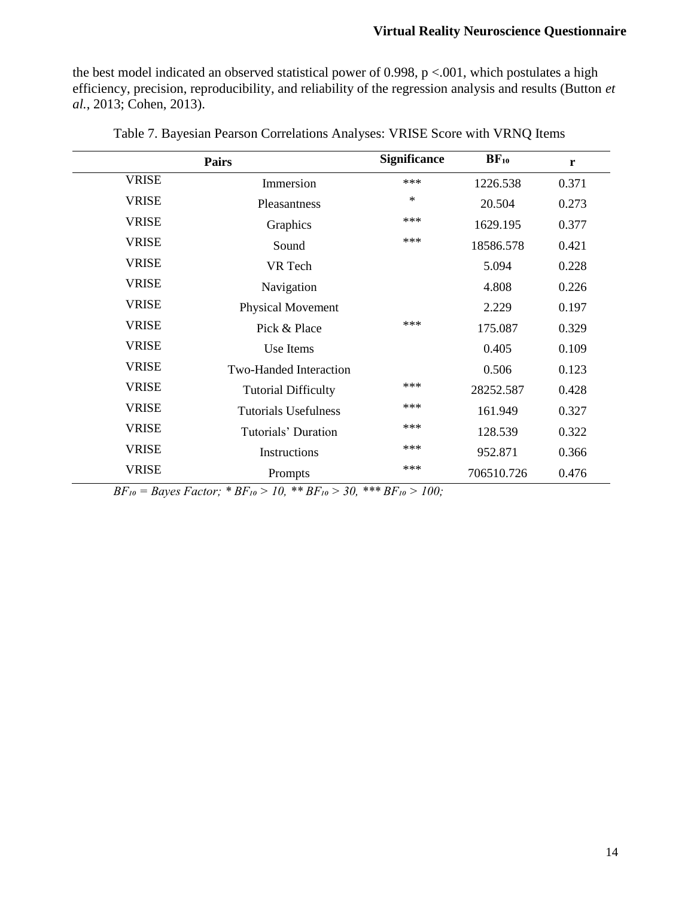the best model indicated an observed statistical power of 0.998, $p < .001$, which postulates a high efficiency, precision, reproducibility, and reliability of the regression analysis and results (Button *et al.*, 2013; Cohen, 2013).

Table 7. Bayesian Pearson Correlations Analyses: VRISE Score with VRNQ Items

| Pairs | | Significance | $BF_{10}$ | r |
|---|---|---|---|---|
| VRISE | Immersion | *** | 1226.538 | 0.371 |
| VRISE | Pleasantness | * | 20.504 | 0.273 |
| VRISE | Graphics | *** | 1629.195 | 0.377 |
| VRISE | Sound | *** | 18586.578 | 0.421 |
| VRISE | VR Tech | | 5.094 | 0.228 |
| VRISE | Navigation | | 4.808 | 0.226 |
| VRISE | Physical Movement | | 2.229 | 0.197 |
| VRISE | Pick & Place | *** | 175.087 | 0.329 |
| VRISE | Use Items | | 0.405 | 0.109 |
| VRISE | Two-Handed Interaction | | 0.506 | 0.123 |
| VRISE | Tutorial Difficulty | *** | 28252.587 | 0.428 |
| VRISE | Tutorials Usefulness | *** | 161.949 | 0.327 |
| VRISE | Tutorials' Duration | *** | 128.539 | 0.322 |
| VRISE | Instructions | *** | 952.871 | 0.366 |
| VRISE | Prompts | *** | 706510.726 | 0.476 |

*$BF_{10}$ = Bayes Factor; * $BF_{10} > 10$, ** $BF_{10} > 30$, *** $BF_{10} > 100$;*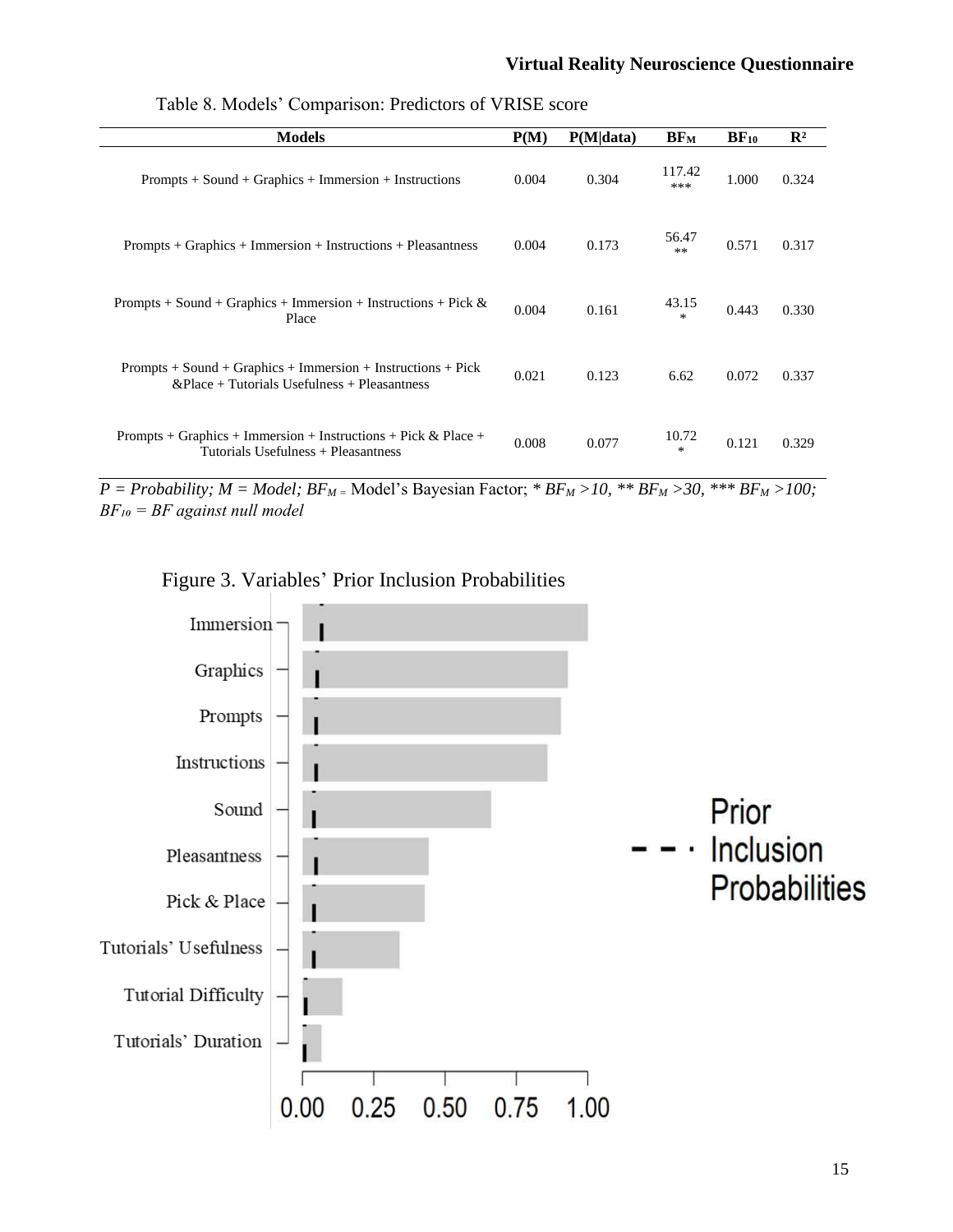Table 8. Models' Comparison: Predictors of VRISE score

| Models | P(M) | P(M\|data) | $BF_M$ | $BF_{10}$ | $R^2$ |
|---|---|---|---|---|---|
| Prompts + Sound + Graphics + Immersion + Instructions | 0.004 | 0.304 | 117.42 *** | 1.000 | 0.324 |
| Prompts + Graphics + Immersion + Instructions + Pleasantness | 0.004 | 0.173 | 56.47 ** | 0.571 | 0.317 |
| Prompts + Sound + Graphics + Immersion + Instructions + Pick & Place | 0.004 | 0.161 | 43.15 * | 0.443 | 0.330 |
| Prompts + Sound + Graphics + Immersion + Instructions + Pick &Place + Tutorials Usefulness + Pleasantness | 0.021 | 0.123 | 6.62 | 0.072 | 0.337 |
| Prompts + Graphics + Immersion + Instructions + Pick & Place + Tutorials Usefulness + Pleasantness | 0.008 | 0.077 | 10.72 * | 0.121 | 0.329 |

*P = Probability; M = Model;* $BF_M$ = Model's Bayesian Factor; * $BF_M > 10$, ** $BF_M > 30$, *** $BF_M > 100$; $BF_{10}$ = *BF against null model*

Figure 3. Variables' Prior Inclusion Probabilities

| Variable | Inclusion Probability (approx.) |
|---|---|
| Immersion | 1.00 |
| Graphics | 0.93 |
| Prompts | 0.91 |
| Instructions | 0.86 |
| Sound | 0.66 |
| Pleasantness | 0.44 |
| Pick & Place | 0.43 |
| Tutorials' Usefulness | 0.34 |
| Tutorial Difficulty | 0.14 |
| Tutorials' Duration | 0.06 |

Legend: - - · Prior Inclusion Probabilities

Axis: 0.00, 0.25, 0.50, 0.75, 1.00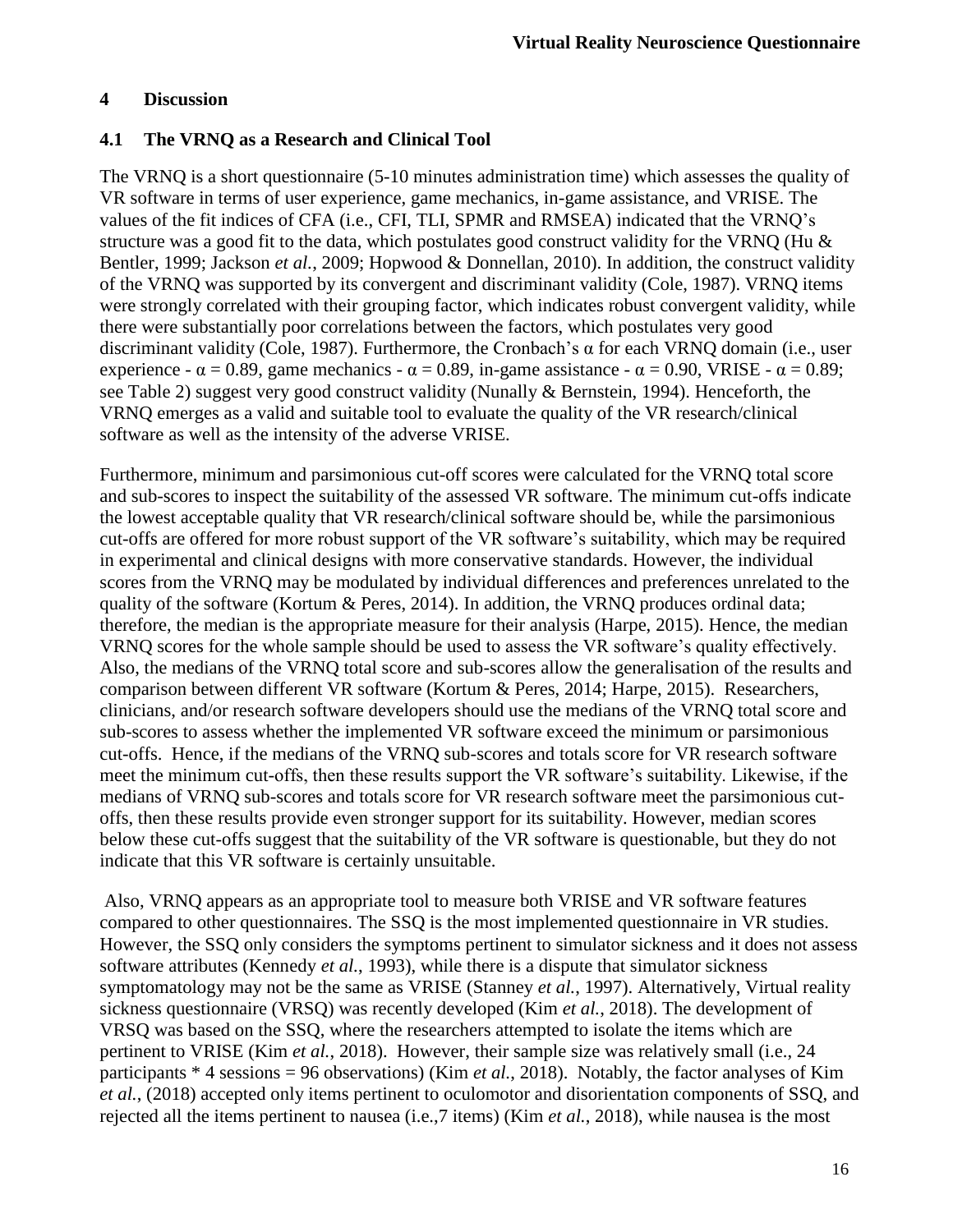# 4 Discussion

## 4.1 The VRNQ as a Research and Clinical Tool

The VRNQ is a short questionnaire (5-10 minutes administration time) which assesses the quality of VR software in terms of user experience, game mechanics, in-game assistance, and VRISE. The values of the fit indices of CFA (i.e., CFI, TLI, SPMR and RMSEA) indicated that the VRNQ's structure was a good fit to the data, which postulates good construct validity for the VRNQ (Hu & Bentler, 1999; Jackson *et al.*, 2009; Hopwood & Donnellan, 2010). In addition, the construct validity of the VRNQ was supported by its convergent and discriminant validity (Cole, 1987). VRNQ items were strongly correlated with their grouping factor, which indicates robust convergent validity, while there were substantially poor correlations between the factors, which postulates very good discriminant validity (Cole, 1987). Furthermore, the Cronbach's $\alpha$ for each VRNQ domain (i.e., user experience - $\alpha = 0.89$, game mechanics - $\alpha = 0.89$, in-game assistance - $\alpha = 0.90$, VRISE - $\alpha = 0.89$; see Table 2) suggest very good construct validity (Nunally & Bernstein, 1994). Henceforth, the VRNQ emerges as a valid and suitable tool to evaluate the quality of the VR research/clinical software as well as the intensity of the adverse VRISE.

Furthermore, minimum and parsimonious cut-off scores were calculated for the VRNQ total score and sub-scores to inspect the suitability of the assessed VR software. The minimum cut-offs indicate the lowest acceptable quality that VR research/clinical software should be, while the parsimonious cut-offs are offered for more robust support of the VR software's suitability, which may be required in experimental and clinical designs with more conservative standards. However, the individual scores from the VRNQ may be modulated by individual differences and preferences unrelated to the quality of the software (Kortum & Peres, 2014). In addition, the VRNQ produces ordinal data; therefore, the median is the appropriate measure for their analysis (Harpe, 2015). Hence, the median VRNQ scores for the whole sample should be used to assess the VR software's quality effectively. Also, the medians of the VRNQ total score and sub-scores allow the generalisation of the results and comparison between different VR software (Kortum & Peres, 2014; Harpe, 2015). Researchers, clinicians, and/or research software developers should use the medians of the VRNQ total score and sub-scores to assess whether the implemented VR software exceed the minimum or parsimonious cut-offs. Hence, if the medians of the VRNQ sub-scores and totals score for VR research software meet the minimum cut-offs, then these results support the VR software's suitability. Likewise, if the medians of VRNQ sub-scores and totals score for VR research software meet the parsimonious cut-offs, then these results provide even stronger support for its suitability. However, median scores below these cut-offs suggest that the suitability of the VR software is questionable, but they do not indicate that this VR software is certainly unsuitable.

Also, VRNQ appears as an appropriate tool to measure both VRISE and VR software features compared to other questionnaires. The SSQ is the most implemented questionnaire in VR studies. However, the SSQ only considers the symptoms pertinent to simulator sickness and it does not assess software attributes (Kennedy *et al.*, 1993), while there is a dispute that simulator sickness symptomatology may not be the same as VRISE (Stanney *et al.*, 1997). Alternatively, Virtual reality sickness questionnaire (VRSQ) was recently developed (Kim *et al.*, 2018). The development of VRSQ was based on the SSQ, where the researchers attempted to isolate the items which are pertinent to VRISE (Kim *et al.*, 2018). However, their sample size was relatively small (i.e., 24 participants * 4 sessions = 96 observations) (Kim *et al.*, 2018). Notably, the factor analyses of Kim *et al.*, (2018) accepted only items pertinent to oculomotor and disorientation components of SSQ, and rejected all the items pertinent to nausea (i.e.,7 items) (Kim *et al.*, 2018), while nausea is the most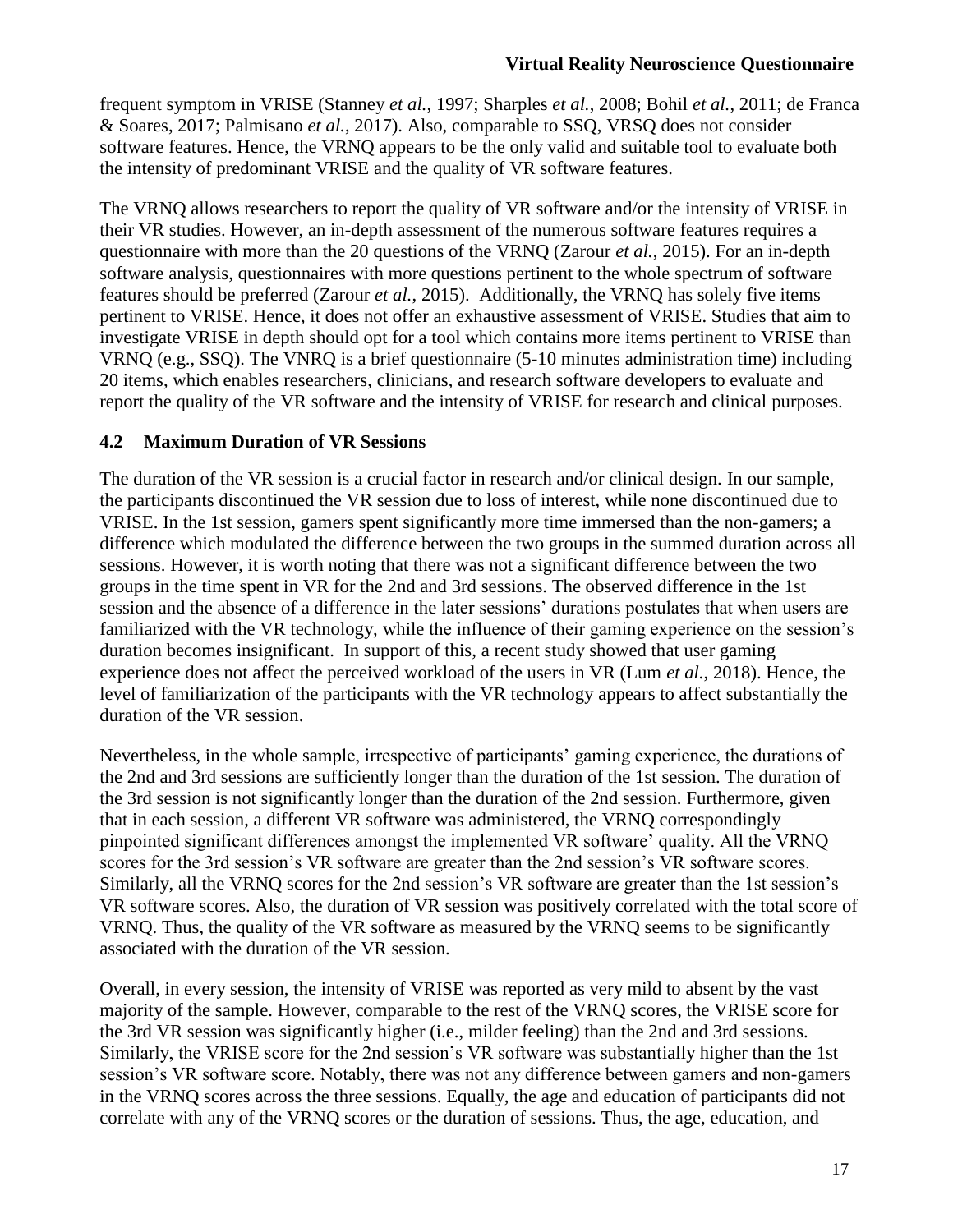frequent symptom in VRISE (Stanney *et al.*, 1997; Sharples *et al.*, 2008; Bohil *et al.*, 2011; de Franca & Soares, 2017; Palmisano *et al.*, 2017). Also, comparable to SSQ, VRSQ does not consider software features. Hence, the VRNQ appears to be the only valid and suitable tool to evaluate both the intensity of predominant VRISE and the quality of VR software features.

The VRNQ allows researchers to report the quality of VR software and/or the intensity of VRISE in their VR studies. However, an in-depth assessment of the numerous software features requires a questionnaire with more than the 20 questions of the VRNQ (Zarour *et al.*, 2015). For an in-depth software analysis, questionnaires with more questions pertinent to the whole spectrum of software features should be preferred (Zarour *et al.*, 2015). Additionally, the VRNQ has solely five items pertinent to VRISE. Hence, it does not offer an exhaustive assessment of VRISE. Studies that aim to investigate VRISE in depth should opt for a tool which contains more items pertinent to VRISE than VRNQ (e.g., SSQ). The VNRQ is a brief questionnaire (5-10 minutes administration time) including 20 items, which enables researchers, clinicians, and research software developers to evaluate and report the quality of the VR software and the intensity of VRISE for research and clinical purposes.

## 4.2 Maximum Duration of VR Sessions

The duration of the VR session is a crucial factor in research and/or clinical design. In our sample, the participants discontinued the VR session due to loss of interest, while none discontinued due to VRISE. In the 1st session, gamers spent significantly more time immersed than the non-gamers; a difference which modulated the difference between the two groups in the summed duration across all sessions. However, it is worth noting that there was not a significant difference between the two groups in the time spent in VR for the 2nd and 3rd sessions. The observed difference in the 1st session and the absence of a difference in the later sessions' durations postulates that when users are familiarized with the VR technology, while the influence of their gaming experience on the session's duration becomes insignificant. In support of this, a recent study showed that user gaming experience does not affect the perceived workload of the users in VR (Lum *et al.*, 2018). Hence, the level of familiarization of the participants with the VR technology appears to affect substantially the duration of the VR session.

Nevertheless, in the whole sample, irrespective of participants' gaming experience, the durations of the 2nd and 3rd sessions are sufficiently longer than the duration of the 1st session. The duration of the 3rd session is not significantly longer than the duration of the 2nd session. Furthermore, given that in each session, a different VR software was administered, the VRNQ correspondingly pinpointed significant differences amongst the implemented VR software' quality. All the VRNQ scores for the 3rd session's VR software are greater than the 2nd session's VR software scores. Similarly, all the VRNQ scores for the 2nd session's VR software are greater than the 1st session's VR software scores. Also, the duration of VR session was positively correlated with the total score of VRNQ. Thus, the quality of the VR software as measured by the VRNQ seems to be significantly associated with the duration of the VR session.

Overall, in every session, the intensity of VRISE was reported as very mild to absent by the vast majority of the sample. However, comparable to the rest of the VRNQ scores, the VRISE score for the 3rd VR session was significantly higher (i.e., milder feeling) than the 2nd and 3rd sessions. Similarly, the VRISE score for the 2nd session's VR software was substantially higher than the 1st session's VR software score. Notably, there was not any difference between gamers and non-gamers in the VRNQ scores across the three sessions. Equally, the age and education of participants did not correlate with any of the VRNQ scores or the duration of sessions. Thus, the age, education, and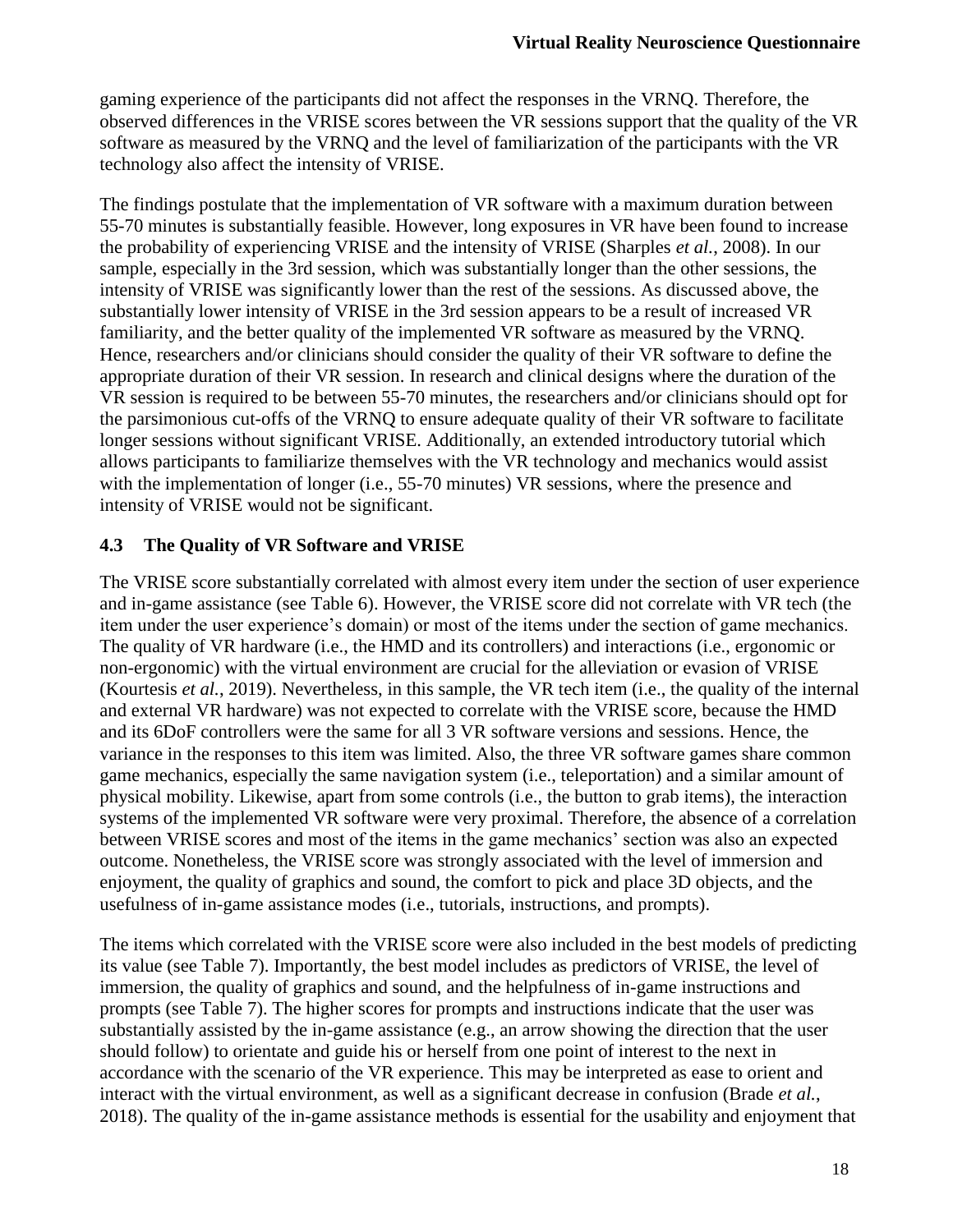gaming experience of the participants did not affect the responses in the VRNQ. Therefore, the observed differences in the VRISE scores between the VR sessions support that the quality of the VR software as measured by the VRNQ and the level of familiarization of the participants with the VR technology also affect the intensity of VRISE.

The findings postulate that the implementation of VR software with a maximum duration between 55-70 minutes is substantially feasible. However, long exposures in VR have been found to increase the probability of experiencing VRISE and the intensity of VRISE (Sharples *et al.*, 2008). In our sample, especially in the 3rd session, which was substantially longer than the other sessions, the intensity of VRISE was significantly lower than the rest of the sessions. As discussed above, the substantially lower intensity of VRISE in the 3rd session appears to be a result of increased VR familiarity, and the better quality of the implemented VR software as measured by the VRNQ. Hence, researchers and/or clinicians should consider the quality of their VR software to define the appropriate duration of their VR session. In research and clinical designs where the duration of the VR session is required to be between 55-70 minutes, the researchers and/or clinicians should opt for the parsimonious cut-offs of the VRNQ to ensure adequate quality of their VR software to facilitate longer sessions without significant VRISE. Additionally, an extended introductory tutorial which allows participants to familiarize themselves with the VR technology and mechanics would assist with the implementation of longer (i.e., 55-70 minutes) VR sessions, where the presence and intensity of VRISE would not be significant.

### 4.3 The Quality of VR Software and VRISE

The VRISE score substantially correlated with almost every item under the section of user experience and in-game assistance (see Table 6). However, the VRISE score did not correlate with VR tech (the item under the user experience's domain) or most of the items under the section of game mechanics. The quality of VR hardware (i.e., the HMD and its controllers) and interactions (i.e., ergonomic or non-ergonomic) with the virtual environment are crucial for the alleviation or evasion of VRISE (Kourtesis *et al.*, 2019). Nevertheless, in this sample, the VR tech item (i.e., the quality of the internal and external VR hardware) was not expected to correlate with the VRISE score, because the HMD and its 6DoF controllers were the same for all 3 VR software versions and sessions. Hence, the variance in the responses to this item was limited. Also, the three VR software games share common game mechanics, especially the same navigation system (i.e., teleportation) and a similar amount of physical mobility. Likewise, apart from some controls (i.e., the button to grab items), the interaction systems of the implemented VR software were very proximal. Therefore, the absence of a correlation between VRISE scores and most of the items in the game mechanics' section was also an expected outcome. Nonetheless, the VRISE score was strongly associated with the level of immersion and enjoyment, the quality of graphics and sound, the comfort to pick and place 3D objects, and the usefulness of in-game assistance modes (i.e., tutorials, instructions, and prompts).

The items which correlated with the VRISE score were also included in the best models of predicting its value (see Table 7). Importantly, the best model includes as predictors of VRISE, the level of immersion, the quality of graphics and sound, and the helpfulness of in-game instructions and prompts (see Table 7). The higher scores for prompts and instructions indicate that the user was substantially assisted by the in-game assistance (e.g., an arrow showing the direction that the user should follow) to orientate and guide his or herself from one point of interest to the next in accordance with the scenario of the VR experience. This may be interpreted as ease to orient and interact with the virtual environment, as well as a significant decrease in confusion (Brade *et al.*, 2018). The quality of the in-game assistance methods is essential for the usability and enjoyment that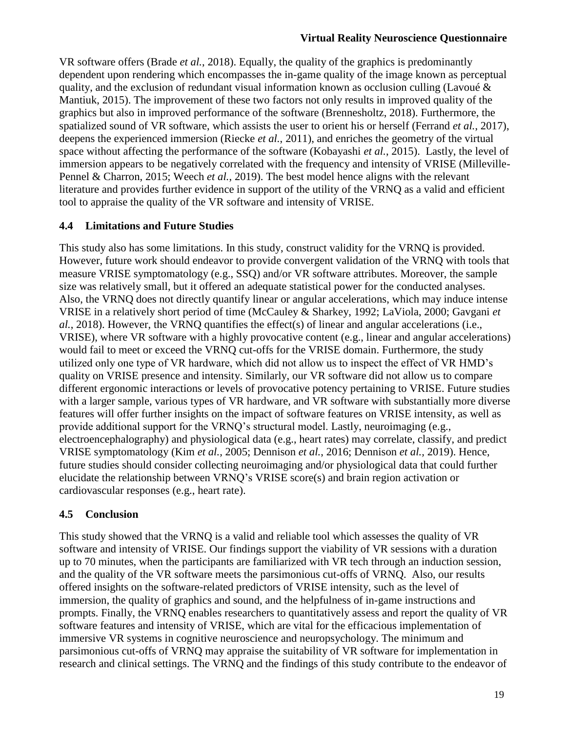VR software offers (Brade *et al.*, 2018). Equally, the quality of the graphics is predominantly dependent upon rendering which encompasses the in-game quality of the image known as perceptual quality, and the exclusion of redundant visual information known as occlusion culling (Lavoué & Mantiuk, 2015). The improvement of these two factors not only results in improved quality of the graphics but also in improved performance of the software (Brennesholtz, 2018). Furthermore, the spatialized sound of VR software, which assists the user to orient his or herself (Ferrand *et al.*, 2017), deepens the experienced immersion (Riecke *et al.*, 2011), and enriches the geometry of the virtual space without affecting the performance of the software (Kobayashi *et al.*, 2015). Lastly, the level of immersion appears to be negatively correlated with the frequency and intensity of VRISE (Milleville-Pennel & Charron, 2015; Weech *et al.*, 2019). The best model hence aligns with the relevant literature and provides further evidence in support of the utility of the VRNQ as a valid and efficient tool to appraise the quality of the VR software and intensity of VRISE.

### 4.4 Limitations and Future Studies

This study also has some limitations. In this study, construct validity for the VRNQ is provided. However, future work should endeavor to provide convergent validation of the VRNQ with tools that measure VRISE symptomatology (e.g., SSQ) and/or VR software attributes. Moreover, the sample size was relatively small, but it offered an adequate statistical power for the conducted analyses. Also, the VRNQ does not directly quantify linear or angular accelerations, which may induce intense VRISE in a relatively short period of time (McCauley & Sharkey, 1992; LaViola, 2000; Gavgani *et al.*, 2018). However, the VRNQ quantifies the effect(s) of linear and angular accelerations (i.e., VRISE), where VR software with a highly provocative content (e.g., linear and angular accelerations) would fail to meet or exceed the VRNQ cut-offs for the VRISE domain. Furthermore, the study utilized only one type of VR hardware, which did not allow us to inspect the effect of VR HMD's quality on VRISE presence and intensity. Similarly, our VR software did not allow us to compare different ergonomic interactions or levels of provocative potency pertaining to VRISE. Future studies with a larger sample, various types of VR hardware, and VR software with substantially more diverse features will offer further insights on the impact of software features on VRISE intensity, as well as provide additional support for the VRNQ's structural model. Lastly, neuroimaging (e.g., electroencephalography) and physiological data (e.g., heart rates) may correlate, classify, and predict VRISE symptomatology (Kim *et al.*, 2005; Dennison *et al.*, 2016; Dennison *et al.*, 2019). Hence, future studies should consider collecting neuroimaging and/or physiological data that could further elucidate the relationship between VRNQ's VRISE score(s) and brain region activation or cardiovascular responses (e.g., heart rate).

### 4.5 Conclusion

This study showed that the VRNQ is a valid and reliable tool which assesses the quality of VR software and intensity of VRISE. Our findings support the viability of VR sessions with a duration up to 70 minutes, when the participants are familiarized with VR tech through an induction session, and the quality of the VR software meets the parsimonious cut-offs of VRNQ. Also, our results offered insights on the software-related predictors of VRISE intensity, such as the level of immersion, the quality of graphics and sound, and the helpfulness of in-game instructions and prompts. Finally, the VRNQ enables researchers to quantitatively assess and report the quality of VR software features and intensity of VRISE, which are vital for the efficacious implementation of immersive VR systems in cognitive neuroscience and neuropsychology. The minimum and parsimonious cut-offs of VRNQ may appraise the suitability of VR software for implementation in research and clinical settings. The VRNQ and the findings of this study contribute to the endeavor of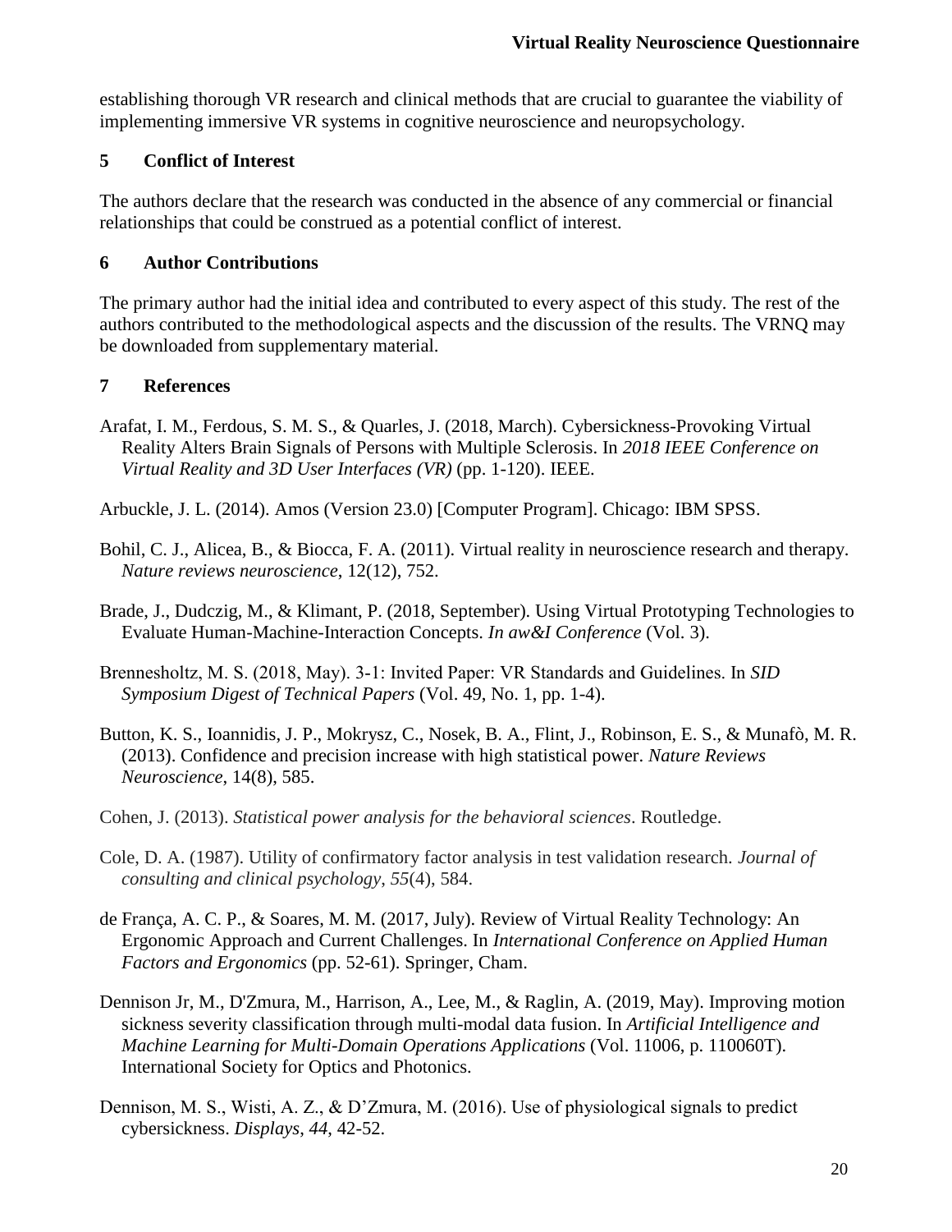establishing thorough VR research and clinical methods that are crucial to guarantee the viability of implementing immersive VR systems in cognitive neuroscience and neuropsychology.

## 5 Conflict of Interest

The authors declare that the research was conducted in the absence of any commercial or financial relationships that could be construed as a potential conflict of interest.

## 6 Author Contributions

The primary author had the initial idea and contributed to every aspect of this study. The rest of the authors contributed to the methodological aspects and the discussion of the results. The VRNQ may be downloaded from supplementary material.

## 7 References

Arafat, I. M., Ferdous, S. M. S., & Quarles, J. (2018, March). Cybersickness-Provoking Virtual Reality Alters Brain Signals of Persons with Multiple Sclerosis. In *2018 IEEE Conference on Virtual Reality and 3D User Interfaces (VR)* (pp. 1-120). IEEE.

Arbuckle, J. L. (2014). Amos (Version 23.0) [Computer Program]. Chicago: IBM SPSS.

Bohil, C. J., Alicea, B., & Biocca, F. A. (2011). Virtual reality in neuroscience research and therapy. *Nature reviews neuroscience*, 12(12), 752.

Brade, J., Dudczig, M., & Klimant, P. (2018, September). Using Virtual Prototyping Technologies to Evaluate Human-Machine-Interaction Concepts. *In aw&I Conference* (Vol. 3).

Brennesholtz, M. S. (2018, May). 3-1: Invited Paper: VR Standards and Guidelines. In *SID Symposium Digest of Technical Papers* (Vol. 49, No. 1, pp. 1-4).

Button, K. S., Ioannidis, J. P., Mokrysz, C., Nosek, B. A., Flint, J., Robinson, E. S., & Munafò, M. R. (2013). Confidence and precision increase with high statistical power. *Nature Reviews Neuroscience*, 14(8), 585.

Cohen, J. (2013). *Statistical power analysis for the behavioral sciences*. Routledge.

Cole, D. A. (1987). Utility of confirmatory factor analysis in test validation research. *Journal of consulting and clinical psychology*, *55*(4), 584.

de França, A. C. P., & Soares, M. M. (2017, July). Review of Virtual Reality Technology: An Ergonomic Approach and Current Challenges. In *International Conference on Applied Human Factors and Ergonomics* (pp. 52-61). Springer, Cham.

Dennison Jr, M., D'Zmura, M., Harrison, A., Lee, M., & Raglin, A. (2019, May). Improving motion sickness severity classification through multi-modal data fusion. In *Artificial Intelligence and Machine Learning for Multi-Domain Operations Applications* (Vol. 11006, p. 110060T). International Society for Optics and Photonics.

Dennison, M. S., Wisti, A. Z., & D'Zmura, M. (2016). Use of physiological signals to predict cybersickness. *Displays*, *44*, 42-52.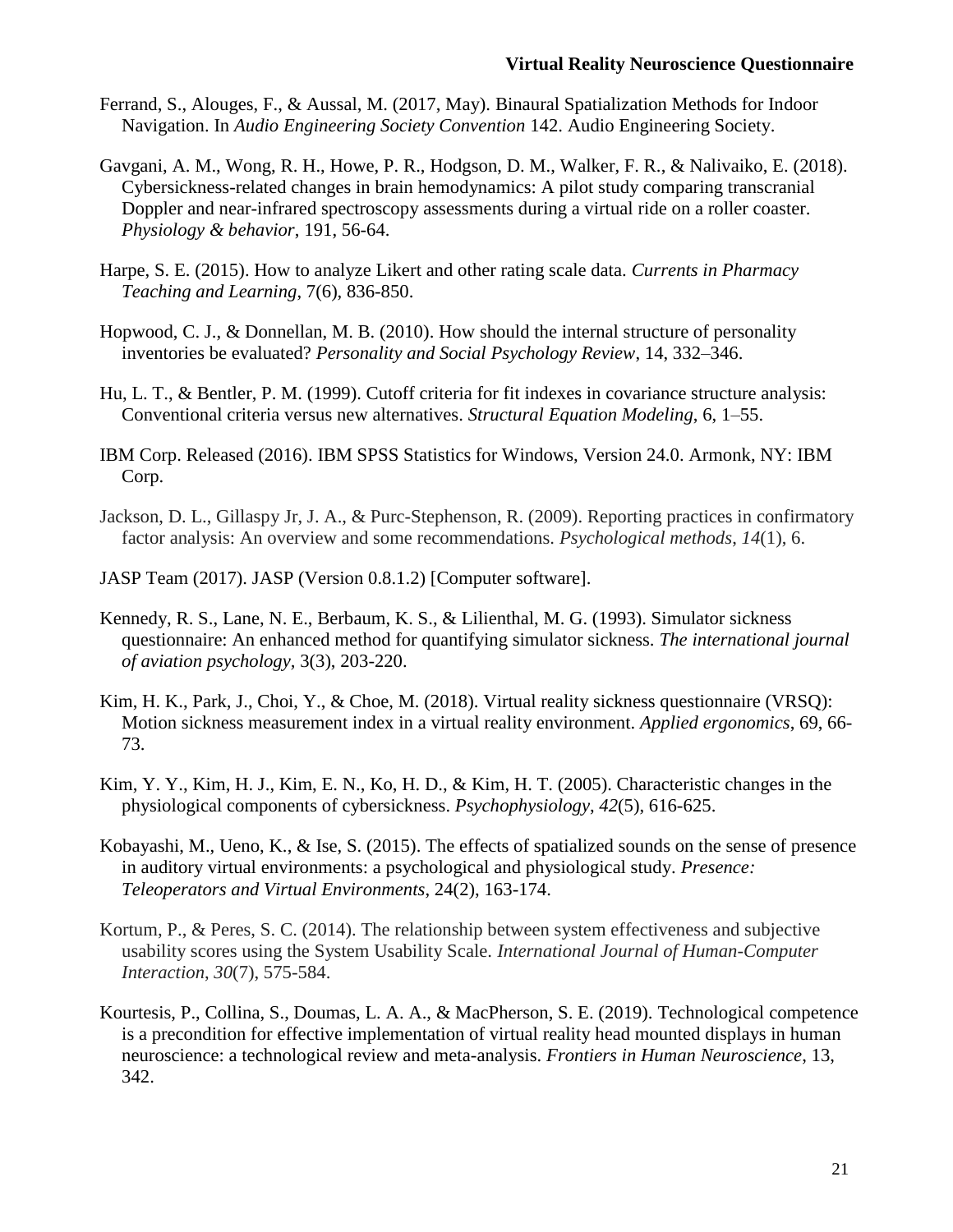Ferrand, S., Alouges, F., & Aussal, M. (2017, May). Binaural Spatialization Methods for Indoor Navigation. In *Audio Engineering Society Convention* 142. Audio Engineering Society.

Gavgani, A. M., Wong, R. H., Howe, P. R., Hodgson, D. M., Walker, F. R., & Nalivaiko, E. (2018). Cybersickness-related changes in brain hemodynamics: A pilot study comparing transcranial Doppler and near-infrared spectroscopy assessments during a virtual ride on a roller coaster. *Physiology & behavior*, 191, 56-64.

Harpe, S. E. (2015). How to analyze Likert and other rating scale data. *Currents in Pharmacy Teaching and Learning*, 7(6), 836-850.

Hopwood, C. J., & Donnellan, M. B. (2010). How should the internal structure of personality inventories be evaluated? *Personality and Social Psychology Review*, 14, 332–346.

Hu, L. T., & Bentler, P. M. (1999). Cutoff criteria for fit indexes in covariance structure analysis: Conventional criteria versus new alternatives. *Structural Equation Modeling*, 6, 1–55.

IBM Corp. Released (2016). IBM SPSS Statistics for Windows, Version 24.0. Armonk, NY: IBM Corp.

Jackson, D. L., Gillaspy Jr, J. A., & Purc-Stephenson, R. (2009). Reporting practices in confirmatory factor analysis: An overview and some recommendations. *Psychological methods*, *14*(1), 6.

JASP Team (2017). JASP (Version 0.8.1.2) [Computer software].

Kennedy, R. S., Lane, N. E., Berbaum, K. S., & Lilienthal, M. G. (1993). Simulator sickness questionnaire: An enhanced method for quantifying simulator sickness. *The international journal of aviation psychology*, 3(3), 203-220.

Kim, H. K., Park, J., Choi, Y., & Choe, M. (2018). Virtual reality sickness questionnaire (VRSQ): Motion sickness measurement index in a virtual reality environment. *Applied ergonomics*, 69, 66-73.

Kim, Y. Y., Kim, H. J., Kim, E. N., Ko, H. D., & Kim, H. T. (2005). Characteristic changes in the physiological components of cybersickness. *Psychophysiology*, *42*(5), 616-625.

Kobayashi, M., Ueno, K., & Ise, S. (2015). The effects of spatialized sounds on the sense of presence in auditory virtual environments: a psychological and physiological study. *Presence: Teleoperators and Virtual Environments*, 24(2), 163-174.

Kortum, P., & Peres, S. C. (2014). The relationship between system effectiveness and subjective usability scores using the System Usability Scale. *International Journal of Human-Computer Interaction*, *30*(7), 575-584.

Kourtesis, P., Collina, S., Doumas, L. A. A., & MacPherson, S. E. (2019). Technological competence is a precondition for effective implementation of virtual reality head mounted displays in human neuroscience: a technological review and meta-analysis. *Frontiers in Human Neuroscience*, 13, 342.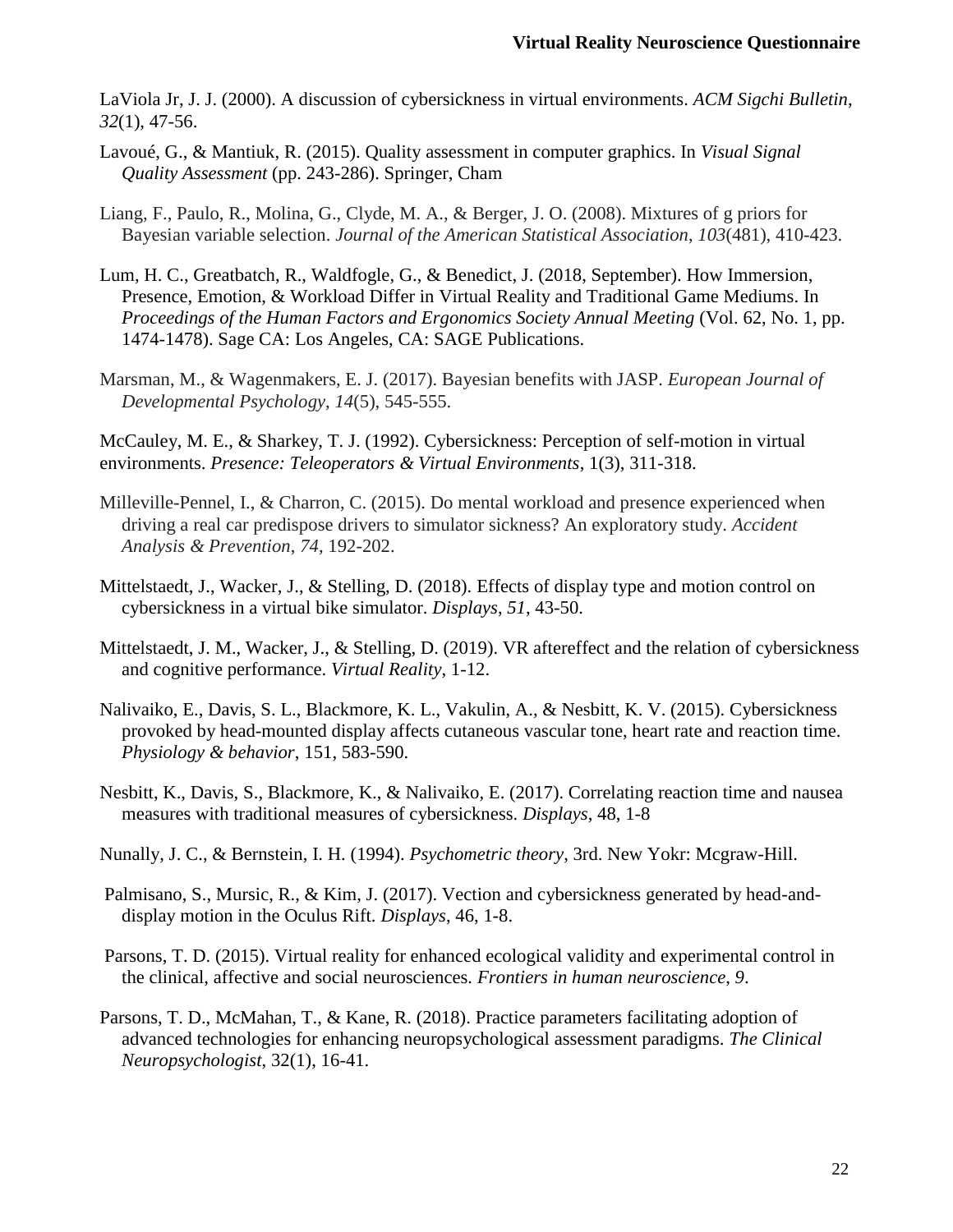LaViola Jr, J. J. (2000). A discussion of cybersickness in virtual environments. *ACM Sigchi Bulletin*, *32*(1), 47-56.

Lavoué, G., & Mantiuk, R. (2015). Quality assessment in computer graphics. In *Visual Signal Quality Assessment* (pp. 243-286). Springer, Cham

Liang, F., Paulo, R., Molina, G., Clyde, M. A., & Berger, J. O. (2008). Mixtures of g priors for Bayesian variable selection. *Journal of the American Statistical Association*, *103*(481), 410-423.

Lum, H. C., Greatbatch, R., Waldfogle, G., & Benedict, J. (2018, September). How Immersion, Presence, Emotion, & Workload Differ in Virtual Reality and Traditional Game Mediums. In *Proceedings of the Human Factors and Ergonomics Society Annual Meeting* (Vol. 62, No. 1, pp. 1474-1478). Sage CA: Los Angeles, CA: SAGE Publications.

Marsman, M., & Wagenmakers, E. J. (2017). Bayesian benefits with JASP. *European Journal of Developmental Psychology*, *14*(5), 545-555.

McCauley, M. E., & Sharkey, T. J. (1992). Cybersickness: Perception of self-motion in virtual environments. *Presence: Teleoperators & Virtual Environments*, 1(3), 311-318.

Milleville-Pennel, I., & Charron, C. (2015). Do mental workload and presence experienced when driving a real car predispose drivers to simulator sickness? An exploratory study. *Accident Analysis & Prevention*, *74*, 192-202.

Mittelstaedt, J., Wacker, J., & Stelling, D. (2018). Effects of display type and motion control on cybersickness in a virtual bike simulator. *Displays*, *51*, 43-50.

Mittelstaedt, J. M., Wacker, J., & Stelling, D. (2019). VR aftereffect and the relation of cybersickness and cognitive performance. *Virtual Reality*, 1-12.

Nalivaiko, E., Davis, S. L., Blackmore, K. L., Vakulin, A., & Nesbitt, K. V. (2015). Cybersickness provoked by head-mounted display affects cutaneous vascular tone, heart rate and reaction time. *Physiology & behavior*, 151, 583-590.

Nesbitt, K., Davis, S., Blackmore, K., & Nalivaiko, E. (2017). Correlating reaction time and nausea measures with traditional measures of cybersickness. *Displays*, 48, 1-8

Nunally, J. C., & Bernstein, I. H. (1994). *Psychometric theory*, 3rd. New Yokr: Mcgraw-Hill.

Palmisano, S., Mursic, R., & Kim, J. (2017). Vection and cybersickness generated by head-and-display motion in the Oculus Rift. *Displays*, 46, 1-8.

Parsons, T. D. (2015). Virtual reality for enhanced ecological validity and experimental control in the clinical, affective and social neurosciences. *Frontiers in human neuroscience*, *9*.

Parsons, T. D., McMahan, T., & Kane, R. (2018). Practice parameters facilitating adoption of advanced technologies for enhancing neuropsychological assessment paradigms. *The Clinical Neuropsychologist*, 32(1), 16-41.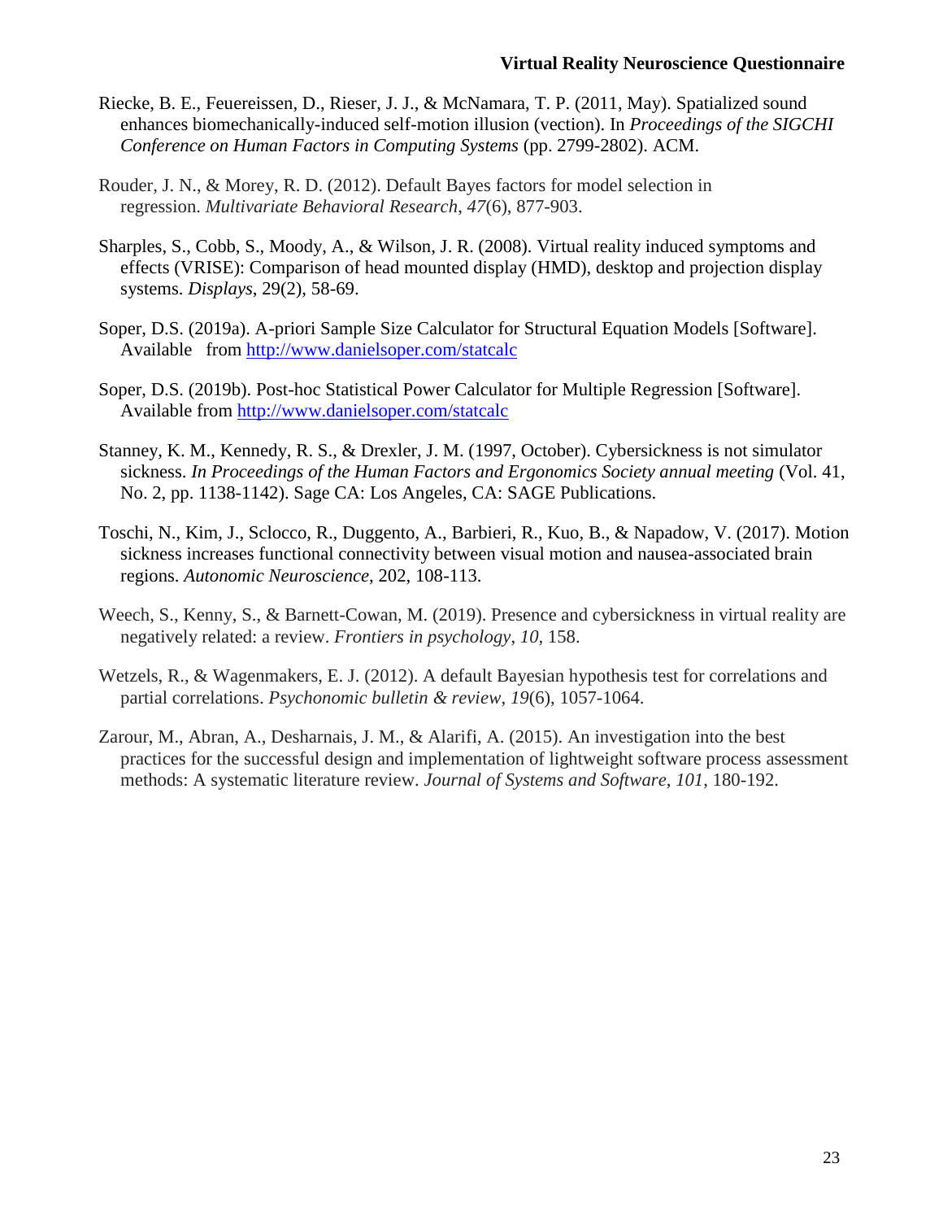Riecke, B. E., Feuereissen, D., Rieser, J. J., & McNamara, T. P. (2011, May). Spatialized sound enhances biomechanically-induced self-motion illusion (vection). In *Proceedings of the SIGCHI Conference on Human Factors in Computing Systems* (pp. 2799-2802). ACM.

Rouder, J. N., & Morey, R. D. (2012). Default Bayes factors for model selection in regression. *Multivariate Behavioral Research*, *47*(6), 877-903.

Sharples, S., Cobb, S., Moody, A., & Wilson, J. R. (2008). Virtual reality induced symptoms and effects (VRISE): Comparison of head mounted display (HMD), desktop and projection display systems. *Displays*, 29(2), 58-69.

Soper, D.S. (2019a). A-priori Sample Size Calculator for Structural Equation Models [Software]. Available from http://www.danielsoper.com/statcalc

Soper, D.S. (2019b). Post-hoc Statistical Power Calculator for Multiple Regression [Software]. Available from http://www.danielsoper.com/statcalc

Stanney, K. M., Kennedy, R. S., & Drexler, J. M. (1997, October). Cybersickness is not simulator sickness. *In Proceedings of the Human Factors and Ergonomics Society annual meeting* (Vol. 41, No. 2, pp. 1138-1142). Sage CA: Los Angeles, CA: SAGE Publications.

Toschi, N., Kim, J., Sclocco, R., Duggento, A., Barbieri, R., Kuo, B., & Napadow, V. (2017). Motion sickness increases functional connectivity between visual motion and nausea-associated brain regions. *Autonomic Neuroscience*, 202, 108-113.

Weech, S., Kenny, S., & Barnett-Cowan, M. (2019). Presence and cybersickness in virtual reality are negatively related: a review. *Frontiers in psychology*, *10*, 158.

Wetzels, R., & Wagenmakers, E. J. (2012). A default Bayesian hypothesis test for correlations and partial correlations. *Psychonomic bulletin & review*, *19*(6), 1057-1064.

Zarour, M., Abran, A., Desharnais, J. M., & Alarifi, A. (2015). An investigation into the best practices for the successful design and implementation of lightweight software process assessment methods: A systematic literature review. *Journal of Systems and Software*, *101*, 180-192.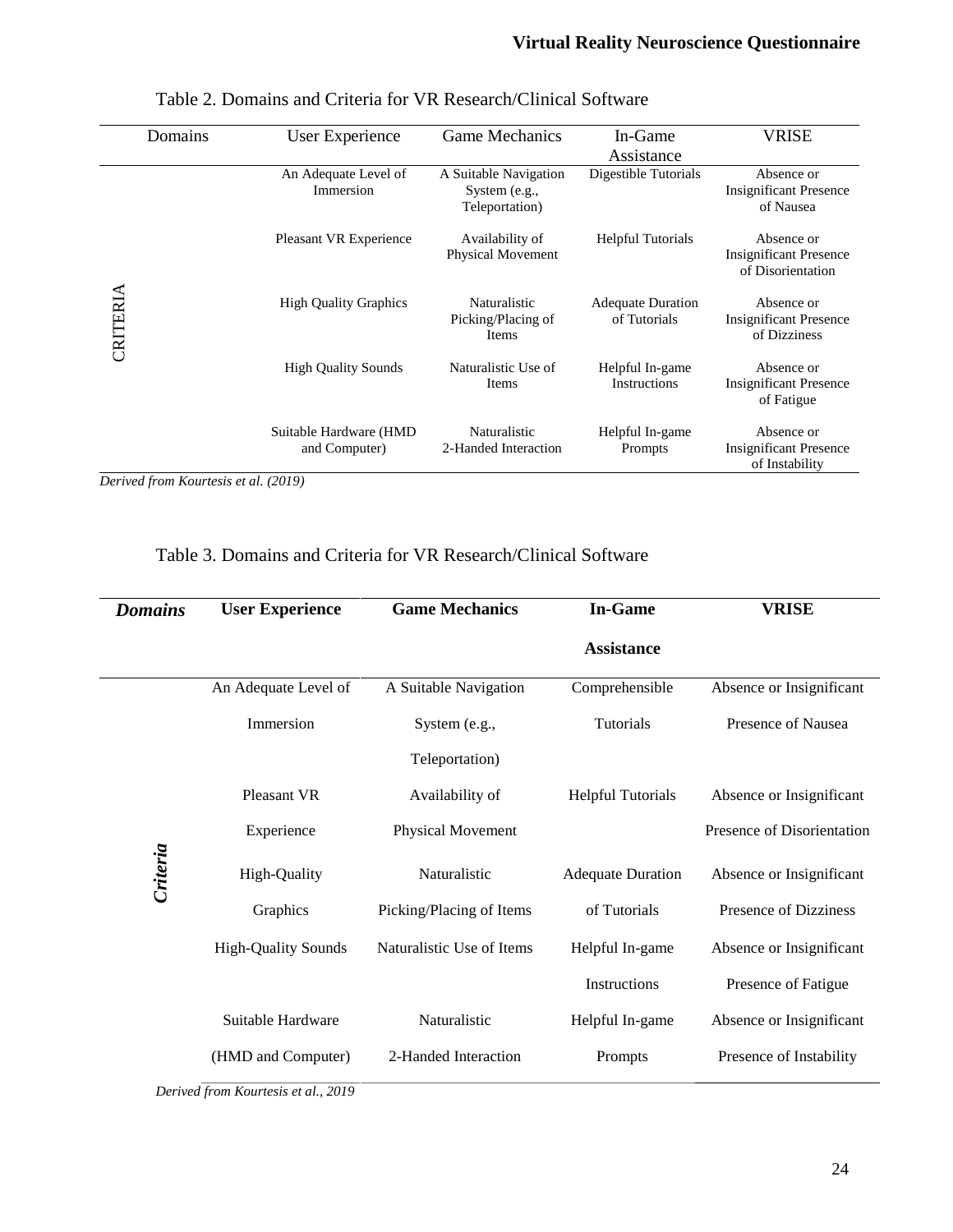Table 2. Domains and Criteria for VR Research/Clinical Software

| Domains | User Experience | Game Mechanics | In-Game Assistance | VRISE |
|---|---|---|---|---|
| CRITERIA | An Adequate Level of Immersion | A Suitable Navigation System (e.g., Teleportation) | Digestible Tutorials | Absence or Insignificant Presence of Nausea |
| | Pleasant VR Experience | Availability of Physical Movement | Helpful Tutorials | Absence or Insignificant Presence of Disorientation |
| | High Quality Graphics | Naturalistic Picking/Placing of Items | Adequate Duration of Tutorials | Absence or Insignificant Presence of Dizziness |
| | High Quality Sounds | Naturalistic Use of Items | Helpful In-game Instructions | Absence or Insignificant Presence of Fatigue |
| | Suitable Hardware (HMD and Computer) | Naturalistic 2-Handed Interaction | Helpful In-game Prompts | Absence or Insignificant Presence of Instability |

*Derived from Kourtesis et al. (2019)*

Table 3. Domains and Criteria for VR Research/Clinical Software

| ***Domains*** | **User Experience** | **Game Mechanics** | **In-Game Assistance** | **VRISE** |
|---|---|---|---|---|
| ***Criteria*** | An Adequate Level of Immersion | A Suitable Navigation System (e.g., Teleportation) | Comprehensible Tutorials | Absence or Insignificant Presence of Nausea |
| | Pleasant VR Experience | Availability of Physical Movement | Helpful Tutorials | Absence or Insignificant Presence of Disorientation |
| | High-Quality Graphics | Naturalistic Picking/Placing of Items | Adequate Duration of Tutorials | Absence or Insignificant Presence of Dizziness |
| | High-Quality Sounds | Naturalistic Use of Items | Helpful In-game Instructions | Absence or Insignificant Presence of Fatigue |
| | Suitable Hardware (HMD and Computer) | Naturalistic 2-Handed Interaction | Helpful In-game Prompts | Absence or Insignificant Presence of Instability |

*Derived from Kourtesis et al., 2019*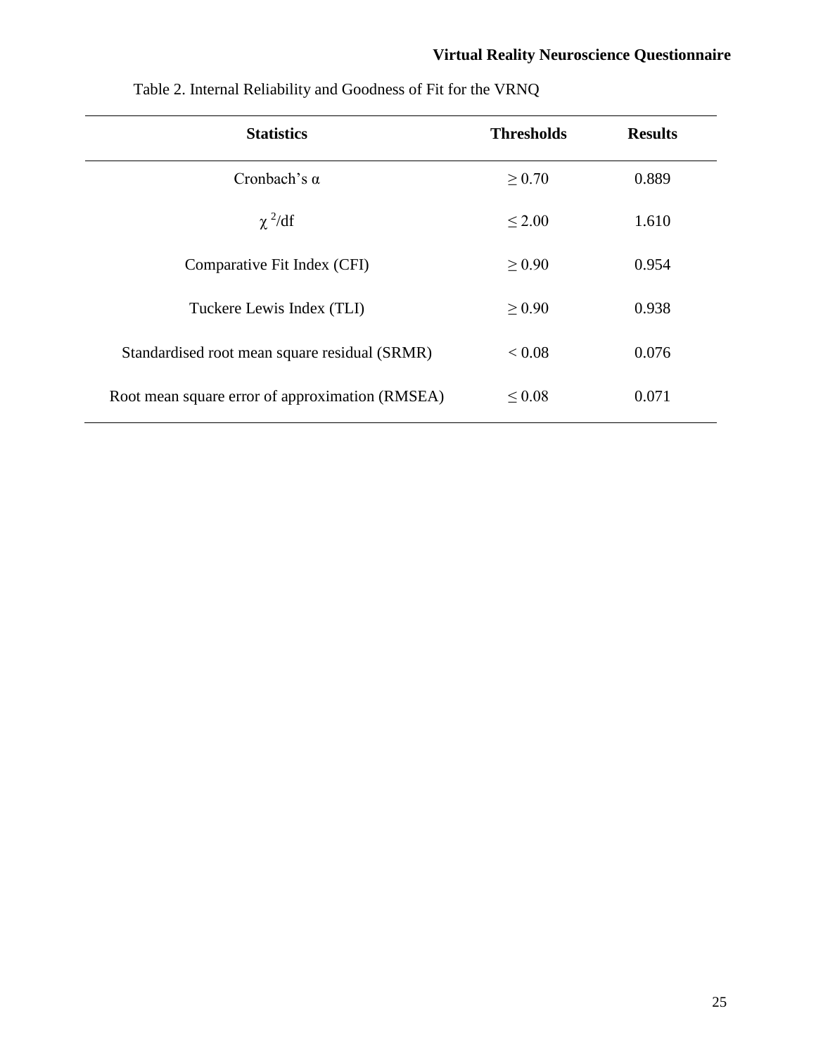Table 2. Internal Reliability and Goodness of Fit for the VRNQ

| Statistics | Thresholds | Results |
| --- | --- | --- |
| Cronbach's α | $\geq 0.70$ | 0.889 |
| $\chi^2$/df | $\leq 2.00$ | 1.610 |
| Comparative Fit Index (CFI) | $\geq 0.90$ | 0.954 |
| Tuckere Lewis Index (TLI) | $\geq 0.90$ | 0.938 |
| Standardised root mean square residual (SRMR) | $< 0.08$ | 0.076 |
| Root mean square error of approximation (RMSEA) | $\leq 0.08$ | 0.071 |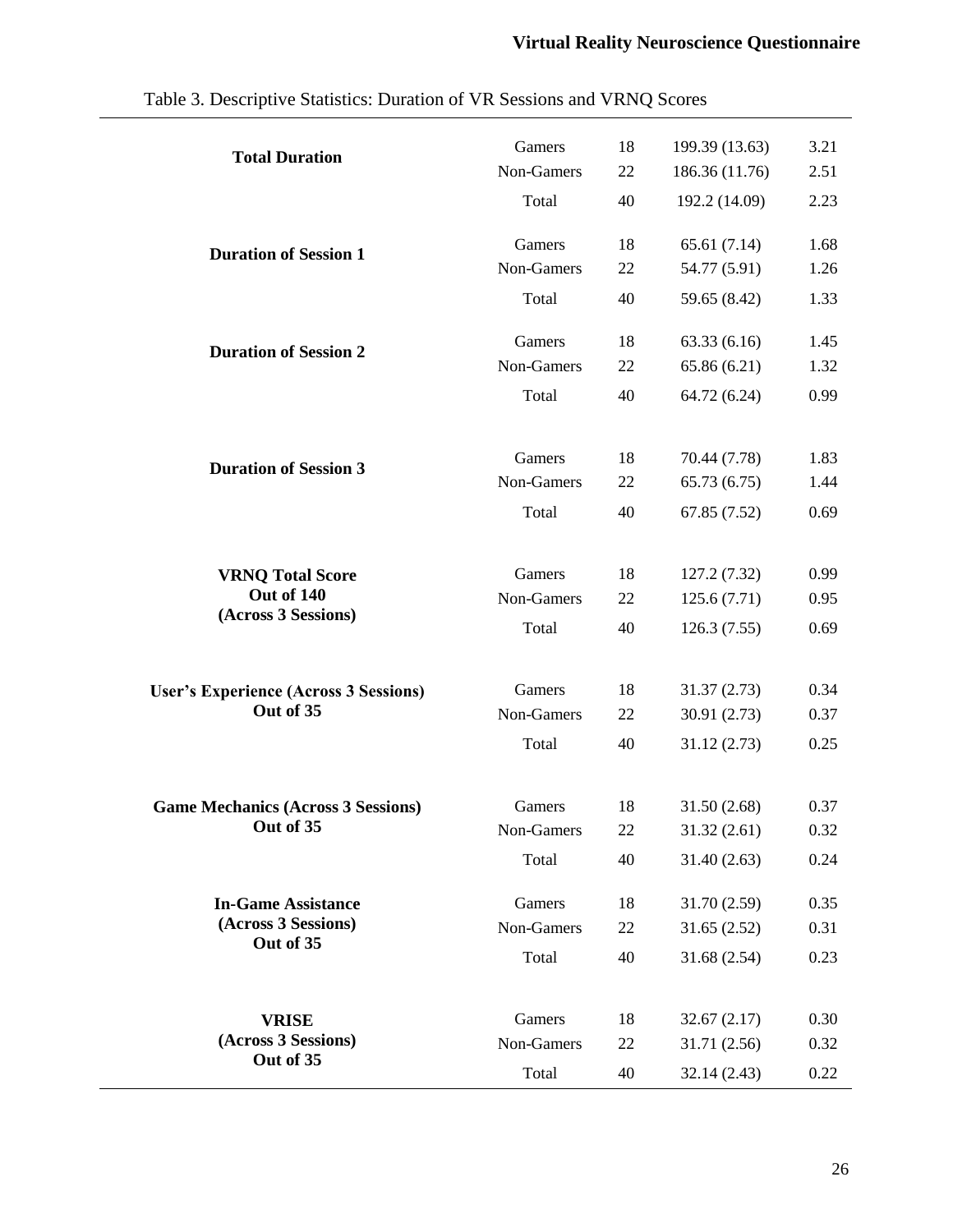Table 3. Descriptive Statistics: Duration of VR Sessions and VRNQ Scores

| | | | | |
|---|---|---|---|---|
| **Total Duration** | Gamers | 18 | 199.39 (13.63) | 3.21 |
| | Non-Gamers | 22 | 186.36 (11.76) | 2.51 |
| | Total | 40 | 192.2 (14.09) | 2.23 |
| **Duration of Session 1** | Gamers | 18 | 65.61 (7.14) | 1.68 |
| | Non-Gamers | 22 | 54.77 (5.91) | 1.26 |
| | Total | 40 | 59.65 (8.42) | 1.33 |
| **Duration of Session 2** | Gamers | 18 | 63.33 (6.16) | 1.45 |
| | Non-Gamers | 22 | 65.86 (6.21) | 1.32 |
| | Total | 40 | 64.72 (6.24) | 0.99 |
| **Duration of Session 3** | Gamers | 18 | 70.44 (7.78) | 1.83 |
| | Non-Gamers | 22 | 65.73 (6.75) | 1.44 |
| | Total | 40 | 67.85 (7.52) | 0.69 |
| **VRNQ Total Score Out of 140 (Across 3 Sessions)** | Gamers | 18 | 127.2 (7.32) | 0.99 |
| | Non-Gamers | 22 | 125.6 (7.71) | 0.95 |
| | Total | 40 | 126.3 (7.55) | 0.69 |
| **User's Experience (Across 3 Sessions) Out of 35** | Gamers | 18 | 31.37 (2.73) | 0.34 |
| | Non-Gamers | 22 | 30.91 (2.73) | 0.37 |
| | Total | 40 | 31.12 (2.73) | 0.25 |
| **Game Mechanics (Across 3 Sessions) Out of 35** | Gamers | 18 | 31.50 (2.68) | 0.37 |
| | Non-Gamers | 22 | 31.32 (2.61) | 0.32 |
| | Total | 40 | 31.40 (2.63) | 0.24 |
| **In-Game Assistance (Across 3 Sessions) Out of 35** | Gamers | 18 | 31.70 (2.59) | 0.35 |
| | Non-Gamers | 22 | 31.65 (2.52) | 0.31 |
| | Total | 40 | 31.68 (2.54) | 0.23 |
| **VRISE (Across 3 Sessions) Out of 35** | Gamers | 18 | 32.67 (2.17) | 0.30 |
| | Non-Gamers | 22 | 31.71 (2.56) | 0.32 |
| | Total | 40 | 32.14 (2.43) | 0.22 |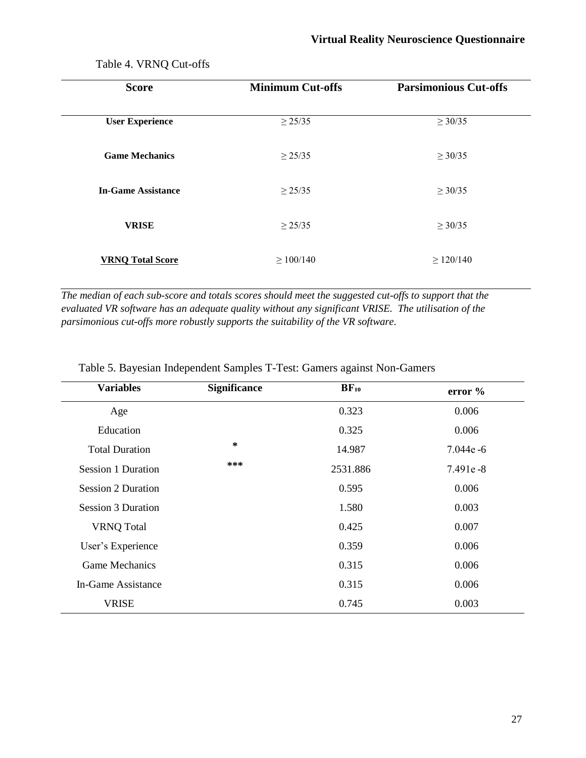Table 4. VRNQ Cut-offs

| Score | Minimum Cut-offs | Parsimonious Cut-offs |
|---|---|---|
| **User Experience** | ≥ 25/35 | ≥ 30/35 |
| **Game Mechanics** | ≥ 25/35 | ≥ 30/35 |
| **In-Game Assistance** | ≥ 25/35 | ≥ 30/35 |
| **VRISE** | ≥ 25/35 | ≥ 30/35 |
| **VRNQ Total Score** | ≥ 100/140 | ≥ 120/140 |

*The median of each sub-score and totals scores should meet the suggested cut-offs to support that the evaluated VR software has an adequate quality without any significant VRISE. The utilisation of the parsimonious cut-offs more robustly supports the suitability of the VR software.*

Table 5. Bayesian Independent Samples T-Test: Gamers against Non-Gamers

| Variables | Significance | $BF_{10}$ | error % |
|---|---|---|---|
| Age | | 0.323 | 0.006 |
| Education | | 0.325 | 0.006 |
| Total Duration | * | 14.987 | 7.044e -6 |
| Session 1 Duration | *** | 2531.886 | 7.491e -8 |
| Session 2 Duration | | 0.595 | 0.006 |
| Session 3 Duration | | 1.580 | 0.003 |
| VRNQ Total | | 0.425 | 0.007 |
| User's Experience | | 0.359 | 0.006 |
| Game Mechanics | | 0.315 | 0.006 |
| In-Game Assistance | | 0.315 | 0.006 |
| VRISE | | 0.745 | 0.003 |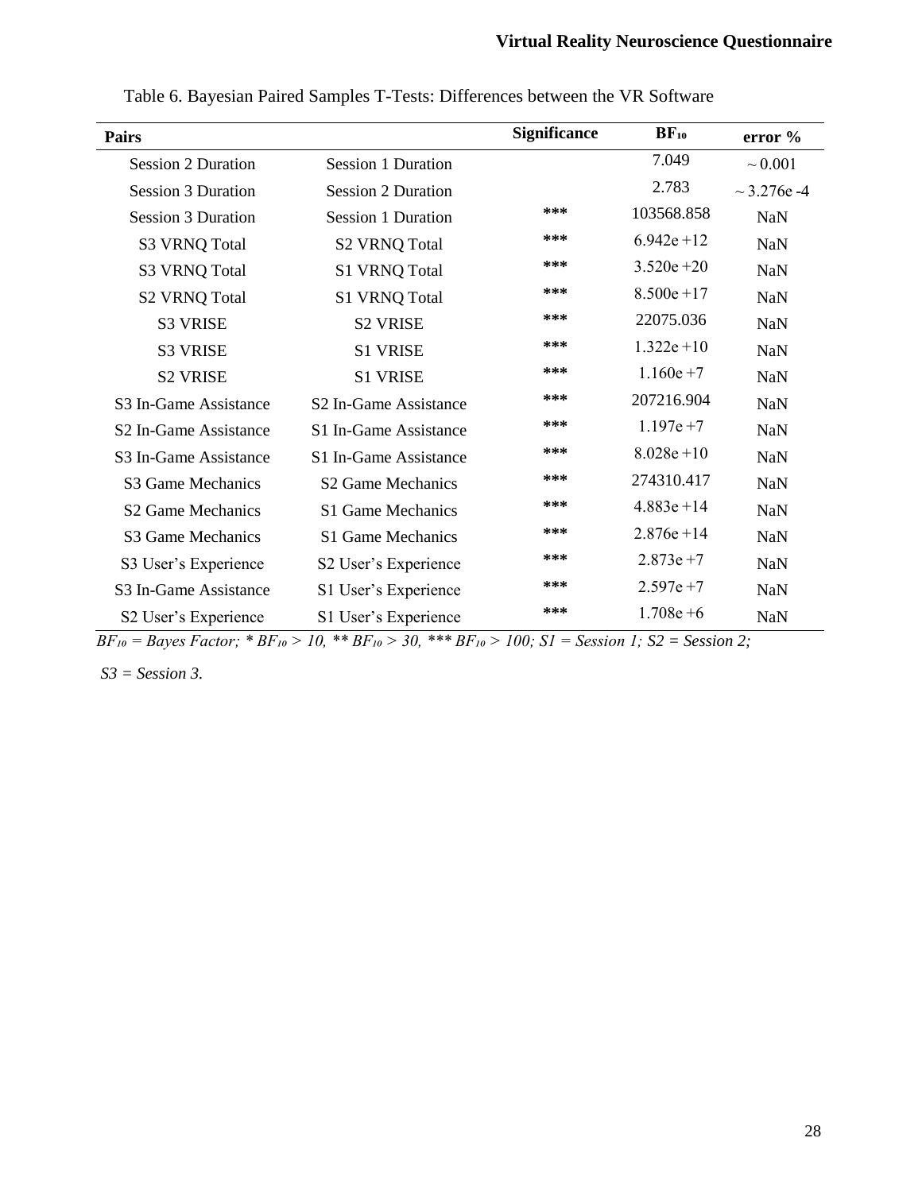Table 6. Bayesian Paired Samples T-Tests: Differences between the VR Software

| Pairs | | Significance | $BF_{10}$ | error % |
|---|---|---|---|---|
| Session 2 Duration | Session 1 Duration | | 7.049 | ~ 0.001 |
| Session 3 Duration | Session 2 Duration | | 2.783 | ~ 3.276e -4 |
| Session 3 Duration | Session 1 Duration | *** | 103568.858 | NaN |
| S3 VRNQ Total | S2 VRNQ Total | *** | 6.942e +12 | NaN |
| S3 VRNQ Total | S1 VRNQ Total | *** | 3.520e +20 | NaN |
| S2 VRNQ Total | S1 VRNQ Total | *** | 8.500e +17 | NaN |
| S3 VRISE | S2 VRISE | *** | 22075.036 | NaN |
| S3 VRISE | S1 VRISE | *** | 1.322e +10 | NaN |
| S2 VRISE | S1 VRISE | *** | 1.160e +7 | NaN |
| S3 In-Game Assistance | S2 In-Game Assistance | *** | 207216.904 | NaN |
| S2 In-Game Assistance | S1 In-Game Assistance | *** | 1.197e +7 | NaN |
| S3 In-Game Assistance | S1 In-Game Assistance | *** | 8.028e +10 | NaN |
| S3 Game Mechanics | S2 Game Mechanics | *** | 274310.417 | NaN |
| S2 Game Mechanics | S1 Game Mechanics | *** | 4.883e +14 | NaN |
| S3 Game Mechanics | S1 Game Mechanics | *** | 2.876e +14 | NaN |
| S3 User's Experience | S2 User's Experience | *** | 2.873e +7 | NaN |
| S3 In-Game Assistance | S1 User's Experience | *** | 2.597e +7 | NaN |
| S2 User's Experience | S1 User's Experience | *** | 1.708e +6 | NaN |

*$BF_{10}$ = Bayes Factor; * $BF_{10} > 10$, ** $BF_{10} > 30$, *** $BF_{10} > 100$; S1 = Session 1; S2 = Session 2; S3 = Session 3.*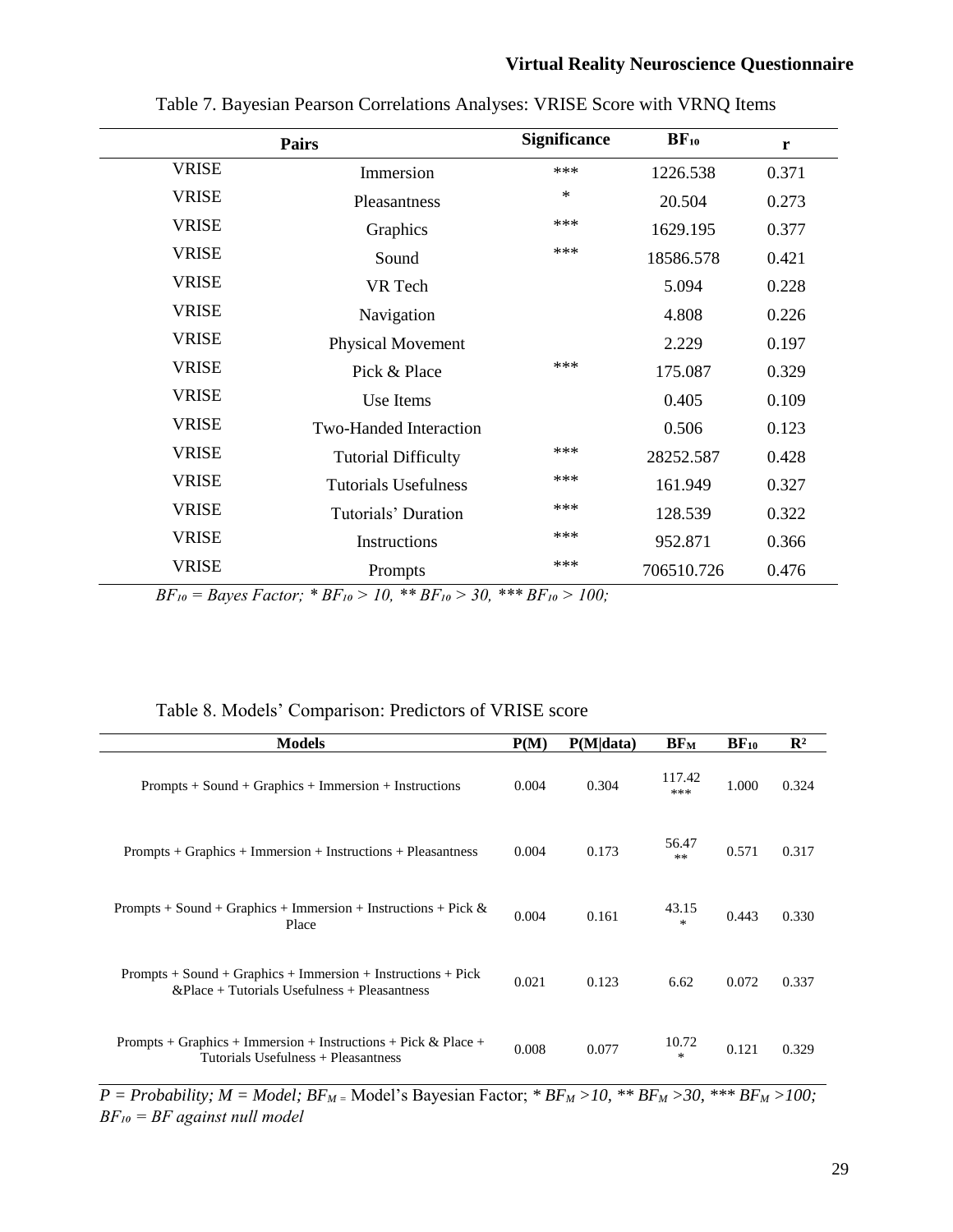Table 7. Bayesian Pearson Correlations Analyses: VRISE Score with VRNQ Items

| Pairs | | Significance | $BF_{10}$ | r |
|---|---|---|---|---|
| VRISE | Immersion | *** | 1226.538 | 0.371 |
| VRISE | Pleasantness | * | 20.504 | 0.273 |
| VRISE | Graphics | *** | 1629.195 | 0.377 |
| VRISE | Sound | *** | 18586.578 | 0.421 |
| VRISE | VR Tech | | 5.094 | 0.228 |
| VRISE | Navigation | | 4.808 | 0.226 |
| VRISE | Physical Movement | | 2.229 | 0.197 |
| VRISE | Pick & Place | *** | 175.087 | 0.329 |
| VRISE | Use Items | | 0.405 | 0.109 |
| VRISE | Two-Handed Interaction | | 0.506 | 0.123 |
| VRISE | Tutorial Difficulty | *** | 28252.587 | 0.428 |
| VRISE | Tutorials Usefulness | *** | 161.949 | 0.327 |
| VRISE | Tutorials' Duration | *** | 128.539 | 0.322 |
| VRISE | Instructions | *** | 952.871 | 0.366 |
| VRISE | Prompts | *** | 706510.726 | 0.476 |

*$BF_{10}$ = Bayes Factor; * $BF_{10} > 10$, ** $BF_{10} > 30$, *** $BF_{10} > 100$;*

Table 8. Models' Comparison: Predictors of VRISE score

| Models | P(M) | P(M\|data) | $BF_M$ | $BF_{10}$ | $R^2$ |
|---|---|---|---|---|---|
| Prompts + Sound + Graphics + Immersion + Instructions | 0.004 | 0.304 | 117.42 *** | 1.000 | 0.324 |
| Prompts + Graphics + Immersion + Instructions + Pleasantness | 0.004 | 0.173 | 56.47 ** | 0.571 | 0.317 |
| Prompts + Sound + Graphics + Immersion + Instructions + Pick & Place | 0.004 | 0.161 | 43.15 * | 0.443 | 0.330 |
| Prompts + Sound + Graphics + Immersion + Instructions + Pick &Place + Tutorials Usefulness + Pleasantness | 0.021 | 0.123 | 6.62 | 0.072 | 0.337 |
| Prompts + Graphics + Immersion + Instructions + Pick & Place + Tutorials Usefulness + Pleasantness | 0.008 | 0.077 | 10.72 * | 0.121 | 0.329 |

*P = Probability; M = Model; $BF_M$ =* Model's Bayesian Factor; *\* $BF_M > 10$, ** $BF_M > 30$, *** $BF_M > 100$; $BF_{10}$ = BF against null model*